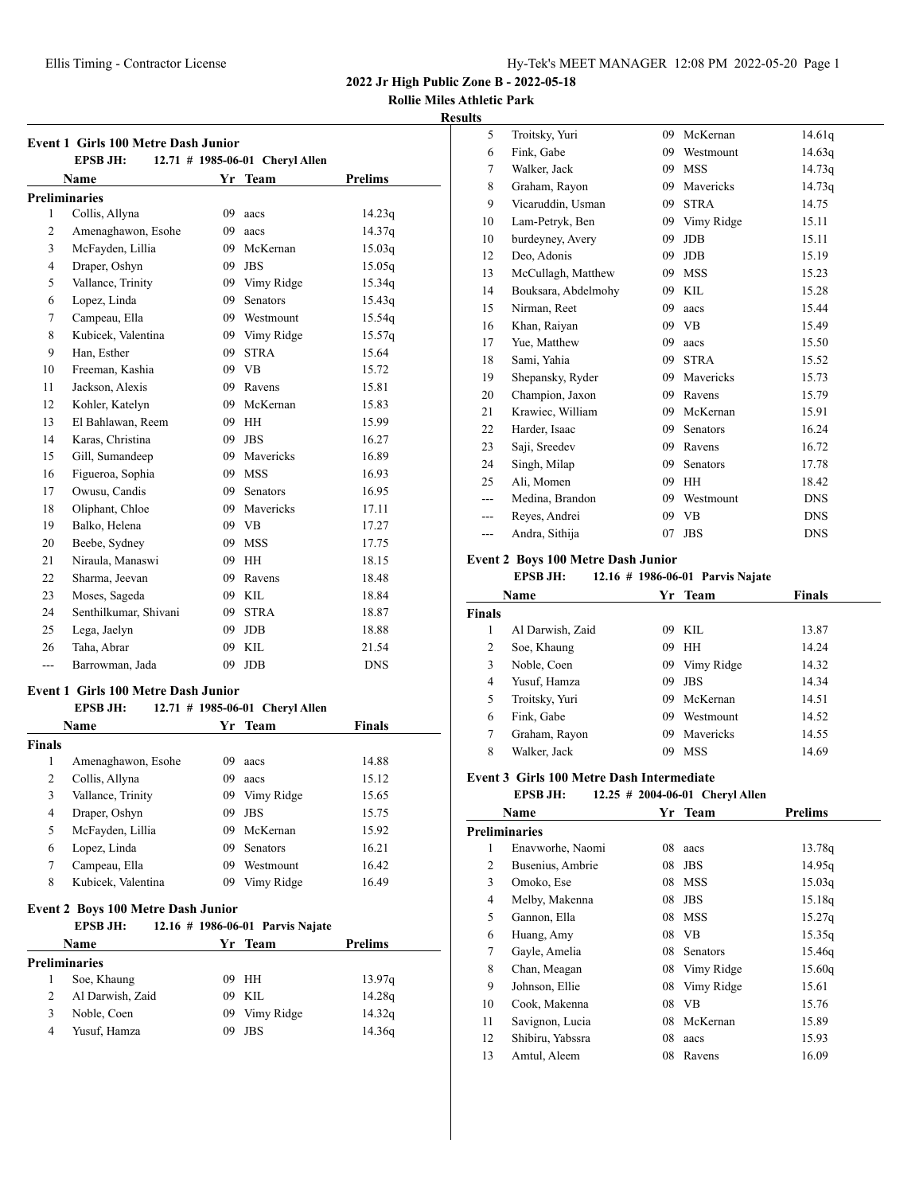# 2022 Jr High Public Zone B - 2022-05-18

## Rollie Miles Athletic Park

### Results

### Event 1 Girls 100 Metre Dash Junior

**EPSB JH: 12.71 # 1985-06-01 Cheryl Allen**

| | Name | Yr | Team | Prelims |
|---|---|---|---|---|
| **Preliminaries** | | | | |
| 1 | Collis, Allyna | 09 | aacs | 14.23q |
| 2 | Amenaghawon, Esohe | 09 | aacs | 14.37q |
| 3 | McFayden, Lillia | 09 | McKernan | 15.03q |
| 4 | Draper, Oshyn | 09 | JBS | 15.05q |
| 5 | Vallance, Trinity | 09 | Vimy Ridge | 15.34q |
| 6 | Lopez, Linda | 09 | Senators | 15.43q |
| 7 | Campeau, Ella | 09 | Westmount | 15.54q |
| 8 | Kubicek, Valentina | 09 | Vimy Ridge | 15.57q |
| 9 | Han, Esther | 09 | STRA | 15.64 |
| 10 | Freeman, Kashia | 09 | VB | 15.72 |
| 11 | Jackson, Alexis | 09 | Ravens | 15.81 |
| 12 | Kohler, Katelyn | 09 | McKernan | 15.83 |
| 13 | El Bahlawan, Reem | 09 | HH | 15.99 |
| 14 | Karas, Christina | 09 | JBS | 16.27 |
| 15 | Gill, Sumandeep | 09 | Mavericks | 16.89 |
| 16 | Figueroa, Sophia | 09 | MSS | 16.93 |
| 17 | Owusu, Candis | 09 | Senators | 16.95 |
| 18 | Oliphant, Chloe | 09 | Mavericks | 17.11 |
| 19 | Balko, Helena | 09 | VB | 17.27 |
| 20 | Beebe, Sydney | 09 | MSS | 17.75 |
| 21 | Niraula, Manaswi | 09 | HH | 18.15 |
| 22 | Sharma, Jeevan | 09 | Ravens | 18.48 |
| 23 | Moses, Sageda | 09 | KIL | 18.84 |
| 24 | Senthilkumar, Shivani | 09 | STRA | 18.87 |
| 25 | Lega, Jaelyn | 09 | JDB | 18.88 |
| 26 | Taha, Abrar | 09 | KIL | 21.54 |
| --- | Barrowman, Jada | 09 | JDB | DNS |

### Event 1 Girls 100 Metre Dash Junior

**EPSB JH: 12.71 # 1985-06-01 Cheryl Allen**

| | Name | Yr | Team | Finals |
|---|---|---|---|---|
| **Finals** | | | | |
| 1 | Amenaghawon, Esohe | 09 | aacs | 14.88 |
| 2 | Collis, Allyna | 09 | aacs | 15.12 |
| 3 | Vallance, Trinity | 09 | Vimy Ridge | 15.65 |
| 4 | Draper, Oshyn | 09 | JBS | 15.75 |
| 5 | McFayden, Lillia | 09 | McKernan | 15.92 |
| 6 | Lopez, Linda | 09 | Senators | 16.21 |
| 7 | Campeau, Ella | 09 | Westmount | 16.42 |
| 8 | Kubicek, Valentina | 09 | Vimy Ridge | 16.49 |

### Event 2 Boys 100 Metre Dash Junior

**EPSB JH: 12.16 # 1986-06-01 Parvis Najate**

| | Name | Yr | Team | Prelims |
|---|---|---|---|---|
| **Preliminaries** | | | | |
| 1 | Soe, Khaung | 09 | HH | 13.97q |
| 2 | Al Darwish, Zaid | 09 | KIL | 14.28q |
| 3 | Noble, Coen | 09 | Vimy Ridge | 14.32q |
| 4 | Yusuf, Hamza | 09 | JBS | 14.36q |
| 5 | Troitsky, Yuri | 09 | McKernan | 14.61q |
| 6 | Fink, Gabe | 09 | Westmount | 14.63q |
| 7 | Walker, Jack | 09 | MSS | 14.73q |
| 8 | Graham, Rayon | 09 | Mavericks | 14.73q |
| 9 | Vicaruddin, Usman | 09 | STRA | 14.75 |
| 10 | Lam-Petryk, Ben | 09 | Vimy Ridge | 15.11 |
| 10 | burdeyney, Avery | 09 | JDB | 15.11 |
| 12 | Deo, Adonis | 09 | JDB | 15.19 |
| 13 | McCullagh, Matthew | 09 | MSS | 15.23 |
| 14 | Bouksara, Abdelmohy | 09 | KIL | 15.28 |
| 15 | Nirman, Reet | 09 | aacs | 15.44 |
| 16 | Khan, Raiyan | 09 | VB | 15.49 |
| 17 | Yue, Matthew | 09 | aacs | 15.50 |
| 18 | Sami, Yahia | 09 | STRA | 15.52 |
| 19 | Shepansky, Ryder | 09 | Mavericks | 15.73 |
| 20 | Champion, Jaxon | 09 | Ravens | 15.79 |
| 21 | Krawiec, William | 09 | McKernan | 15.91 |
| 22 | Harder, Isaac | 09 | Senators | 16.24 |
| 23 | Saji, Sreedev | 09 | Ravens | 16.72 |
| 24 | Singh, Milap | 09 | Senators | 17.78 |
| 25 | Ali, Momen | 09 | HH | 18.42 |
| --- | Medina, Brandon | 09 | Westmount | DNS |
| --- | Reyes, Andrei | 09 | VB | DNS |
| --- | Andra, Sithija | 07 | JBS | DNS |

### Event 2 Boys 100 Metre Dash Junior

**EPSB JH: 12.16 # 1986-06-01 Parvis Najate**

| | Name | Yr | Team | Finals |
|---|---|---|---|---|
| **Finals** | | | | |
| 1 | Al Darwish, Zaid | 09 | KIL | 13.87 |
| 2 | Soe, Khaung | 09 | HH | 14.24 |
| 3 | Noble, Coen | 09 | Vimy Ridge | 14.32 |
| 4 | Yusuf, Hamza | 09 | JBS | 14.34 |
| 5 | Troitsky, Yuri | 09 | McKernan | 14.51 |
| 6 | Fink, Gabe | 09 | Westmount | 14.52 |
| 7 | Graham, Rayon | 09 | Mavericks | 14.55 |
| 8 | Walker, Jack | 09 | MSS | 14.69 |

### Event 3 Girls 100 Metre Dash Intermediate

**EPSB JH: 12.25 # 2004-06-01 Cheryl Allen**

| | Name | Yr | Team | Prelims |
|---|---|---|---|---|
| **Preliminaries** | | | | |
| 1 | Enavworhe, Naomi | 08 | aacs | 13.78q |
| 2 | Busenius, Ambrie | 08 | JBS | 14.95q |
| 3 | Omoko, Ese | 08 | MSS | 15.03q |
| 4 | Melby, Makenna | 08 | JBS | 15.18q |
| 5 | Gannon, Ella | 08 | MSS | 15.27q |
| 6 | Huang, Amy | 08 | VB | 15.35q |
| 7 | Gayle, Amelia | 08 | Senators | 15.46q |
| 8 | Chan, Meagan | 08 | Vimy Ridge | 15.60q |
| 9 | Johnson, Ellie | 08 | Vimy Ridge | 15.61 |
| 10 | Cook, Makenna | 08 | VB | 15.76 |
| 11 | Savignon, Lucia | 08 | McKernan | 15.89 |
| 12 | Shibiru, Yabssra | 08 | aacs | 15.93 |
| 13 | Amtul, Aleem | 08 | Ravens | 16.09 |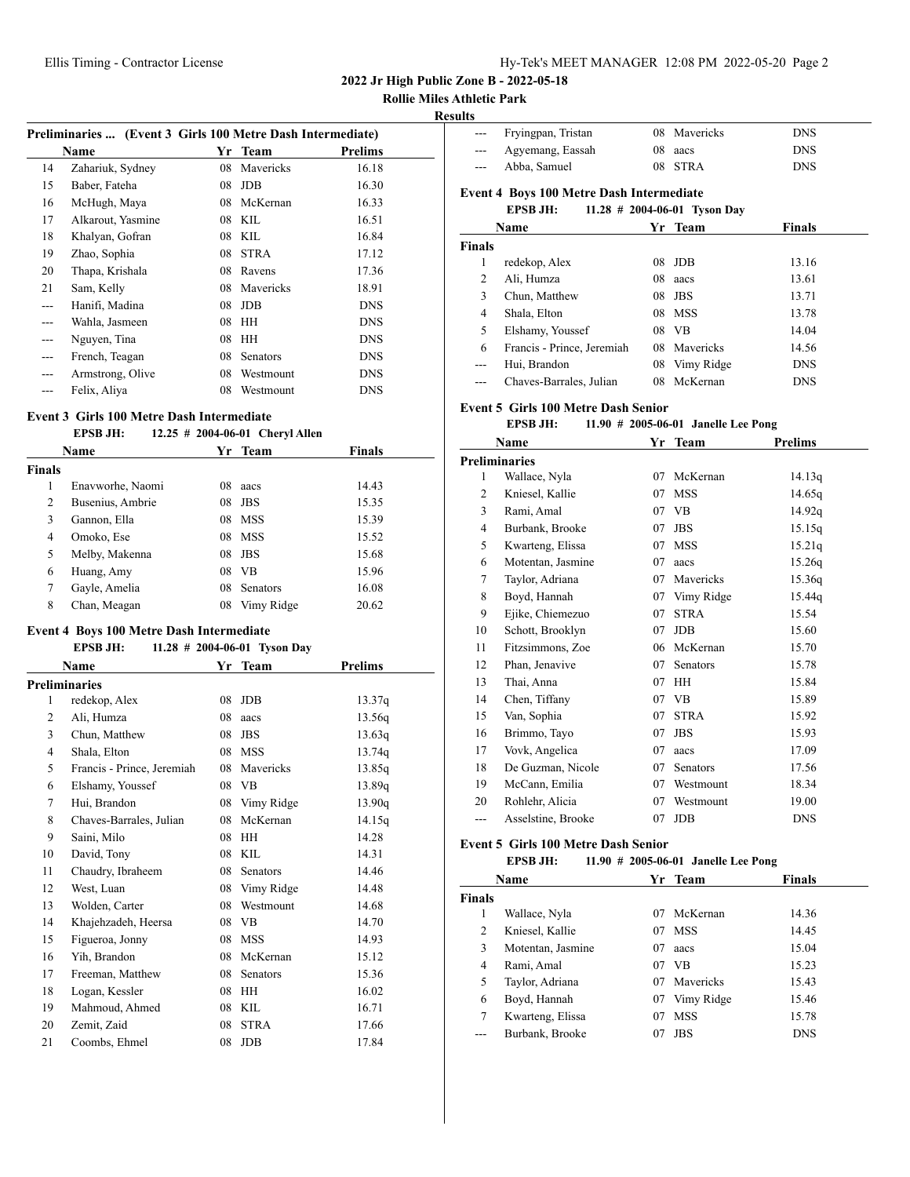## 2022 Jr High Public Zone B - 2022-05-18

### Rollie Miles Athletic Park

#### Results

**Preliminaries ... (Event 3 Girls 100 Metre Dash Intermediate)**

| | Name | Yr | Team | Prelims |
|---|---|---|---|---|
| 14 | Zahariuk, Sydney | 08 | Mavericks | 16.18 |
| 15 | Baber, Fateha | 08 | JDB | 16.30 |
| 16 | McHugh, Maya | 08 | McKernan | 16.33 |
| 17 | Alkarout, Yasmine | 08 | KIL | 16.51 |
| 18 | Khalyan, Gofran | 08 | KIL | 16.84 |
| 19 | Zhao, Sophia | 08 | STRA | 17.12 |
| 20 | Thapa, Krishala | 08 | Ravens | 17.36 |
| 21 | Sam, Kelly | 08 | Mavericks | 18.91 |
| --- | Hanifi, Madina | 08 | JDB | DNS |
| --- | Wahla, Jasmeen | 08 | HH | DNS |
| --- | Nguyen, Tina | 08 | HH | DNS |
| --- | French, Teagan | 08 | Senators | DNS |
| --- | Armstrong, Olive | 08 | Westmount | DNS |
| --- | Felix, Aliya | 08 | Westmount | DNS |

**Event 3 Girls 100 Metre Dash Intermediate**

EPSB JH: 12.25 # 2004-06-01 Cheryl Allen

| | Name | Yr | Team | Finals |
|---|---|---|---|---|
| **Finals** | | | | |
| 1 | Enavworhe, Naomi | 08 | aacs | 14.43 |
| 2 | Busenius, Ambrie | 08 | JBS | 15.35 |
| 3 | Gannon, Ella | 08 | MSS | 15.39 |
| 4 | Omoko, Ese | 08 | MSS | 15.52 |
| 5 | Melby, Makenna | 08 | JBS | 15.68 |
| 6 | Huang, Amy | 08 | VB | 15.96 |
| 7 | Gayle, Amelia | 08 | Senators | 16.08 |
| 8 | Chan, Meagan | 08 | Vimy Ridge | 20.62 |

**Event 4 Boys 100 Metre Dash Intermediate**

EPSB JH: 11.28 # 2004-06-01 Tyson Day

| | Name | Yr | Team | Prelims |
|---|---|---|---|---|
| **Preliminaries** | | | | |
| 1 | redekop, Alex | 08 | JDB | 13.37q |
| 2 | Ali, Humza | 08 | aacs | 13.56q |
| 3 | Chun, Matthew | 08 | JBS | 13.63q |
| 4 | Shala, Elton | 08 | MSS | 13.74q |
| 5 | Francis - Prince, Jeremiah | 08 | Mavericks | 13.85q |
| 6 | Elshamy, Youssef | 08 | VB | 13.89q |
| 7 | Hui, Brandon | 08 | Vimy Ridge | 13.90q |
| 8 | Chaves-Barrales, Julian | 08 | McKernan | 14.15q |
| 9 | Saini, Milo | 08 | HH | 14.28 |
| 10 | David, Tony | 08 | KIL | 14.31 |
| 11 | Chaudry, Ibraheem | 08 | Senators | 14.46 |
| 12 | West, Luan | 08 | Vimy Ridge | 14.48 |
| 13 | Wolden, Carter | 08 | Westmount | 14.68 |
| 14 | Khajehzadeh, Heersa | 08 | VB | 14.70 |
| 15 | Figueroa, Jonny | 08 | MSS | 14.93 |
| 16 | Yih, Brandon | 08 | McKernan | 15.12 |
| 17 | Freeman, Matthew | 08 | Senators | 15.36 |
| 18 | Logan, Kessler | 08 | HH | 16.02 |
| 19 | Mahmoud, Ahmed | 08 | KIL | 16.71 |
| 20 | Zemit, Zaid | 08 | STRA | 17.66 |
| 21 | Coombs, Ehmel | 08 | JDB | 17.84 |
| --- | Fryingpan, Tristan | 08 | Mavericks | DNS |
| --- | Agyemang, Eassah | 08 | aacs | DNS |
| --- | Abba, Samuel | 08 | STRA | DNS |

**Event 4 Boys 100 Metre Dash Intermediate**

EPSB JH: 11.28 # 2004-06-01 Tyson Day

| | Name | Yr | Team | Finals |
|---|---|---|---|---|
| **Finals** | | | | |
| 1 | redekop, Alex | 08 | JDB | 13.16 |
| 2 | Ali, Humza | 08 | aacs | 13.61 |
| 3 | Chun, Matthew | 08 | JBS | 13.71 |
| 4 | Shala, Elton | 08 | MSS | 13.78 |
| 5 | Elshamy, Youssef | 08 | VB | 14.04 |
| 6 | Francis - Prince, Jeremiah | 08 | Mavericks | 14.56 |
| --- | Hui, Brandon | 08 | Vimy Ridge | DNS |
| --- | Chaves-Barrales, Julian | 08 | McKernan | DNS |

**Event 5 Girls 100 Metre Dash Senior**

EPSB JH: 11.90 # 2005-06-01 Janelle Lee Pong

| | Name | Yr | Team | Prelims |
|---|---|---|---|---|
| **Preliminaries** | | | | |
| 1 | Wallace, Nyla | 07 | McKernan | 14.13q |
| 2 | Kniesel, Kallie | 07 | MSS | 14.65q |
| 3 | Rami, Amal | 07 | VB | 14.92q |
| 4 | Burbank, Brooke | 07 | JBS | 15.15q |
| 5 | Kwarteng, Elissa | 07 | MSS | 15.21q |
| 6 | Motentan, Jasmine | 07 | aacs | 15.26q |
| 7 | Taylor, Adriana | 07 | Mavericks | 15.36q |
| 8 | Boyd, Hannah | 07 | Vimy Ridge | 15.44q |
| 9 | Ejike, Chiemezuo | 07 | STRA | 15.54 |
| 10 | Schott, Brooklyn | 07 | JDB | 15.60 |
| 11 | Fitzsimmons, Zoe | 06 | McKernan | 15.70 |
| 12 | Phan, Jenavive | 07 | Senators | 15.78 |
| 13 | Thai, Anna | 07 | HH | 15.84 |
| 14 | Chen, Tiffany | 07 | VB | 15.89 |
| 15 | Van, Sophia | 07 | STRA | 15.92 |
| 16 | Brimmo, Tayo | 07 | JBS | 15.93 |
| 17 | Vovk, Angelica | 07 | aacs | 17.09 |
| 18 | De Guzman, Nicole | 07 | Senators | 17.56 |
| 19 | McCann, Emilia | 07 | Westmount | 18.34 |
| 20 | Rohlehr, Alicia | 07 | Westmount | 19.00 |
| --- | Asselstine, Brooke | 07 | JDB | DNS |

**Event 5 Girls 100 Metre Dash Senior**

EPSB JH: 11.90 # 2005-06-01 Janelle Lee Pong

| | Name | Yr | Team | Finals |
|---|---|---|---|---|
| **Finals** | | | | |
| 1 | Wallace, Nyla | 07 | McKernan | 14.36 |
| 2 | Kniesel, Kallie | 07 | MSS | 14.45 |
| 3 | Motentan, Jasmine | 07 | aacs | 15.04 |
| 4 | Rami, Amal | 07 | VB | 15.23 |
| 5 | Taylor, Adriana | 07 | Mavericks | 15.43 |
| 6 | Boyd, Hannah | 07 | Vimy Ridge | 15.46 |
| 7 | Kwarteng, Elissa | 07 | MSS | 15.78 |
| --- | Burbank, Brooke | 07 | JBS | DNS |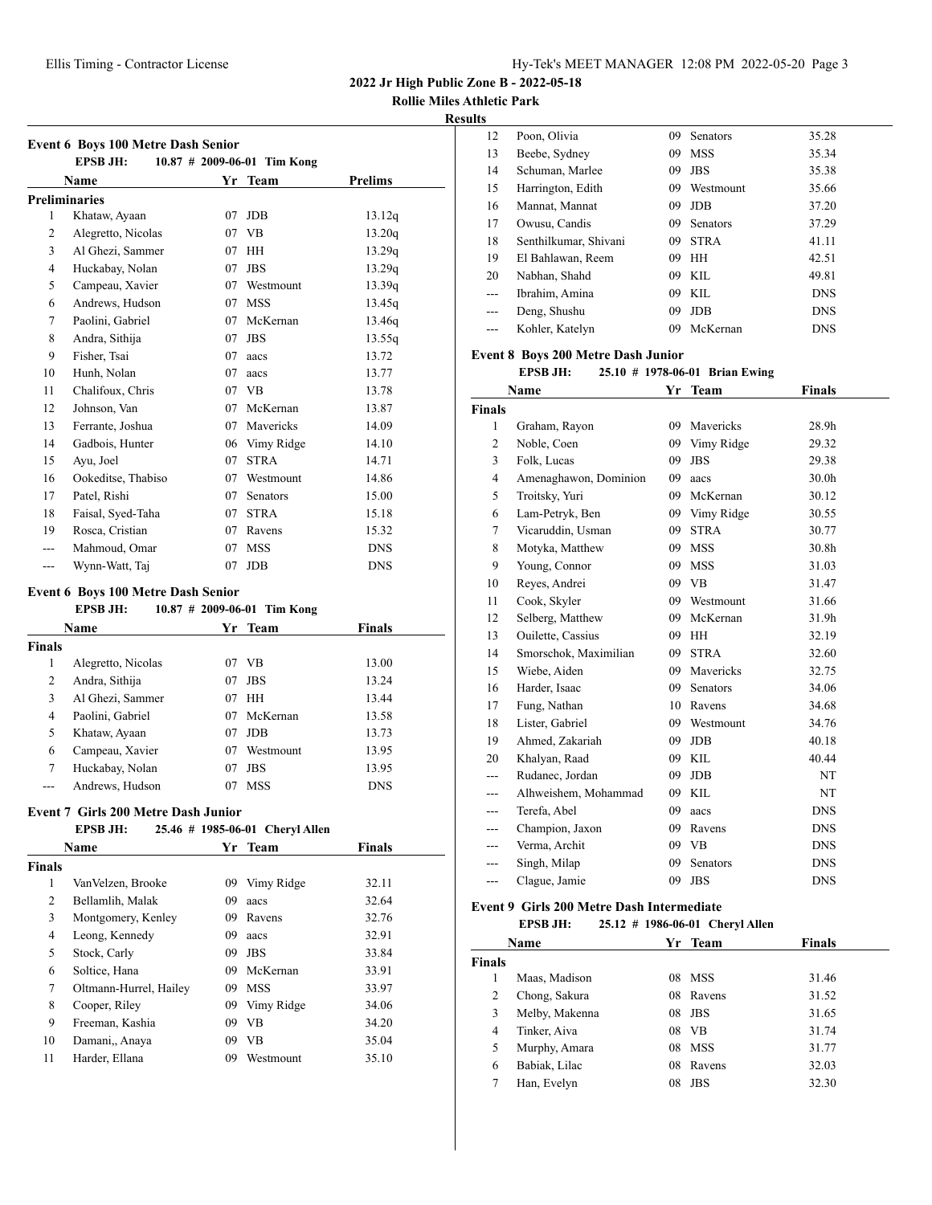**2022 Jr High Public Zone B - 2022-05-18**

**Rollie Miles Athletic Park**

**Results**

### Event 6 Boys 100 Metre Dash Senior

EPSB JH: 10.87 # 2009-06-01 Tim Kong

| | Name | Yr | Team | Prelims |
|---|---|---|---|---|
| **Preliminaries** | | | | |
| 1 | Khataw, Ayaan | 07 | JDB | 13.12q |
| 2 | Alegretto, Nicolas | 07 | VB | 13.20q |
| 3 | Al Ghezi, Sammer | 07 | HH | 13.29q |
| 4 | Huckabay, Nolan | 07 | JBS | 13.29q |
| 5 | Campeau, Xavier | 07 | Westmount | 13.39q |
| 6 | Andrews, Hudson | 07 | MSS | 13.45q |
| 7 | Paolini, Gabriel | 07 | McKernan | 13.46q |
| 8 | Andra, Sithija | 07 | JBS | 13.55q |
| 9 | Fisher, Tsai | 07 | aacs | 13.72 |
| 10 | Hunh, Nolan | 07 | aacs | 13.77 |
| 11 | Chalifoux, Chris | 07 | VB | 13.78 |
| 12 | Johnson, Van | 07 | McKernan | 13.87 |
| 13 | Ferrante, Joshua | 07 | Mavericks | 14.09 |
| 14 | Gadbois, Hunter | 06 | Vimy Ridge | 14.10 |
| 15 | Ayu, Joel | 07 | STRA | 14.71 |
| 16 | Ookeditse, Thabiso | 07 | Westmount | 14.86 |
| 17 | Patel, Rishi | 07 | Senators | 15.00 |
| 18 | Faisal, Syed-Taha | 07 | STRA | 15.18 |
| 19 | Rosca, Cristian | 07 | Ravens | 15.32 |
| --- | Mahmoud, Omar | 07 | MSS | DNS |
| --- | Wynn-Watt, Taj | 07 | JDB | DNS |

### Event 6 Boys 100 Metre Dash Senior

EPSB JH: 10.87 # 2009-06-01 Tim Kong

| | Name | Yr | Team | Finals |
|---|---|---|---|---|
| **Finals** | | | | |
| 1 | Alegretto, Nicolas | 07 | VB | 13.00 |
| 2 | Andra, Sithija | 07 | JBS | 13.24 |
| 3 | Al Ghezi, Sammer | 07 | HH | 13.44 |
| 4 | Paolini, Gabriel | 07 | McKernan | 13.58 |
| 5 | Khataw, Ayaan | 07 | JDB | 13.73 |
| 6 | Campeau, Xavier | 07 | Westmount | 13.95 |
| 7 | Huckabay, Nolan | 07 | JBS | 13.95 |
| --- | Andrews, Hudson | 07 | MSS | DNS |

### Event 7 Girls 200 Metre Dash Junior

EPSB JH: 25.46 # 1985-06-01 Cheryl Allen

| | Name | Yr | Team | Finals |
|---|---|---|---|---|
| **Finals** | | | | |
| 1 | VanVelzen, Brooke | 09 | Vimy Ridge | 32.11 |
| 2 | Bellamlih, Malak | 09 | aacs | 32.64 |
| 3 | Montgomery, Kenley | 09 | Ravens | 32.76 |
| 4 | Leong, Kennedy | 09 | aacs | 32.91 |
| 5 | Stock, Carly | 09 | JBS | 33.84 |
| 6 | Soltice, Hana | 09 | McKernan | 33.91 |
| 7 | Oltmann-Hurrel, Hailey | 09 | MSS | 33.97 |
| 8 | Cooper, Riley | 09 | Vimy Ridge | 34.06 |
| 9 | Freeman, Kashia | 09 | VB | 34.20 |
| 10 | Damani,, Anaya | 09 | VB | 35.04 |
| 11 | Harder, Ellana | 09 | Westmount | 35.10 |
| 12 | Poon, Olivia | 09 | Senators | 35.28 |
| 13 | Beebe, Sydney | 09 | MSS | 35.34 |
| 14 | Schuman, Marlee | 09 | JBS | 35.38 |
| 15 | Harrington, Edith | 09 | Westmount | 35.66 |
| 16 | Mannat, Mannat | 09 | JDB | 37.20 |
| 17 | Owusu, Candis | 09 | Senators | 37.29 |
| 18 | Senthilkumar, Shivani | 09 | STRA | 41.11 |
| 19 | El Bahlawan, Reem | 09 | HH | 42.51 |
| 20 | Nabhan, Shahd | 09 | KIL | 49.81 |
| --- | Ibrahim, Amina | 09 | KIL | DNS |
| --- | Deng, Shushu | 09 | JDB | DNS |
| --- | Kohler, Katelyn | 09 | McKernan | DNS |

### Event 8 Boys 200 Metre Dash Junior

EPSB JH: 25.10 # 1978-06-01 Brian Ewing

| | Name | Yr | Team | Finals |
|---|---|---|---|---|
| **Finals** | | | | |
| 1 | Graham, Rayon | 09 | Mavericks | 28.9h |
| 2 | Noble, Coen | 09 | Vimy Ridge | 29.32 |
| 3 | Folk, Lucas | 09 | JBS | 29.38 |
| 4 | Amenaghawon, Dominion | 09 | aacs | 30.0h |
| 5 | Troitsky, Yuri | 09 | McKernan | 30.12 |
| 6 | Lam-Petryk, Ben | 09 | Vimy Ridge | 30.55 |
| 7 | Vicaruddin, Usman | 09 | STRA | 30.77 |
| 8 | Motyka, Matthew | 09 | MSS | 30.8h |
| 9 | Young, Connor | 09 | MSS | 31.03 |
| 10 | Reyes, Andrei | 09 | VB | 31.47 |
| 11 | Cook, Skyler | 09 | Westmount | 31.66 |
| 12 | Selberg, Matthew | 09 | McKernan | 31.9h |
| 13 | Ouilette, Cassius | 09 | HH | 32.19 |
| 14 | Smorschok, Maximilian | 09 | STRA | 32.60 |
| 15 | Wiebe, Aiden | 09 | Mavericks | 32.75 |
| 16 | Harder, Isaac | 09 | Senators | 34.06 |
| 17 | Fung, Nathan | 10 | Ravens | 34.68 |
| 18 | Lister, Gabriel | 09 | Westmount | 34.76 |
| 19 | Ahmed, Zakariah | 09 | JDB | 40.18 |
| 20 | Khalyan, Raad | 09 | KIL | 40.44 |
| --- | Rudanec, Jordan | 09 | JDB | NT |
| --- | Alhweishem, Mohammad | 09 | KIL | NT |
| --- | Terefa, Abel | 09 | aacs | DNS |
| --- | Champion, Jaxon | 09 | Ravens | DNS |
| --- | Verma, Archit | 09 | VB | DNS |
| --- | Singh, Milap | 09 | Senators | DNS |
| --- | Clague, Jamie | 09 | JBS | DNS |

### Event 9 Girls 200 Metre Dash Intermediate

EPSB JH: 25.12 # 1986-06-01 Cheryl Allen

| | Name | Yr | Team | Finals |
|---|---|---|---|---|
| **Finals** | | | | |
| 1 | Maas, Madison | 08 | MSS | 31.46 |
| 2 | Chong, Sakura | 08 | Ravens | 31.52 |
| 3 | Melby, Makenna | 08 | JBS | 31.65 |
| 4 | Tinker, Aiva | 08 | VB | 31.74 |
| 5 | Murphy, Amara | 08 | MSS | 31.77 |
| 6 | Babiak, Lilac | 08 | Ravens | 32.03 |
| 7 | Han, Evelyn | 08 | JBS | 32.30 |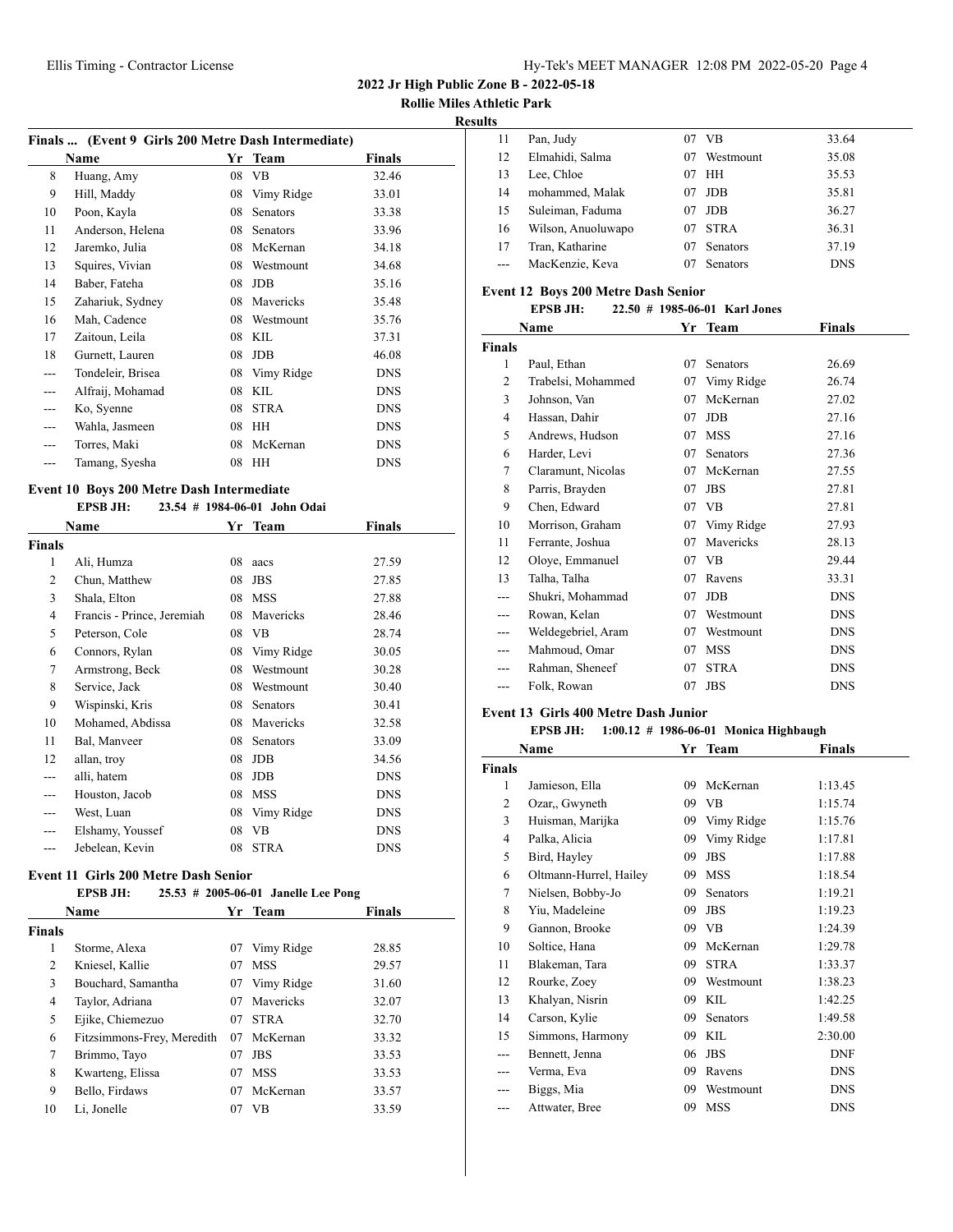## 2022 Jr High Public Zone B - 2022-05-18

### Rollie Miles Athletic Park

#### Results

**Finals ... (Event 9 Girls 200 Metre Dash Intermediate)**

| | Name | Yr | Team | Finals |
|---|---|---|---|---|
| 8 | Huang, Amy | 08 | VB | 32.46 |
| 9 | Hill, Maddy | 08 | Vimy Ridge | 33.01 |
| 10 | Poon, Kayla | 08 | Senators | 33.38 |
| 11 | Anderson, Helena | 08 | Senators | 33.96 |
| 12 | Jaremko, Julia | 08 | McKernan | 34.18 |
| 13 | Squires, Vivian | 08 | Westmount | 34.68 |
| 14 | Baber, Fateha | 08 | JDB | 35.16 |
| 15 | Zahariuk, Sydney | 08 | Mavericks | 35.48 |
| 16 | Mah, Cadence | 08 | Westmount | 35.76 |
| 17 | Zaitoun, Leila | 08 | KIL | 37.31 |
| 18 | Gurnett, Lauren | 08 | JDB | 46.08 |
| --- | Tondeleir, Brisea | 08 | Vimy Ridge | DNS |
| --- | Alfraij, Mohamad | 08 | KIL | DNS |
| --- | Ko, Syenne | 08 | STRA | DNS |
| --- | Wahla, Jasmeen | 08 | HH | DNS |
| --- | Torres, Maki | 08 | McKernan | DNS |
| --- | Tamang, Syesha | 08 | HH | DNS |

**Event 10 Boys 200 Metre Dash Intermediate**

EPSB JH: 23.54 # 1984-06-01 John Odai

| | Name | Yr | Team | Finals |
|---|---|---|---|---|
| **Finals** | | | | |
| 1 | Ali, Humza | 08 | aacs | 27.59 |
| 2 | Chun, Matthew | 08 | JBS | 27.85 |
| 3 | Shala, Elton | 08 | MSS | 27.88 |
| 4 | Francis - Prince, Jeremiah | 08 | Mavericks | 28.46 |
| 5 | Peterson, Cole | 08 | VB | 28.74 |
| 6 | Connors, Rylan | 08 | Vimy Ridge | 30.05 |
| 7 | Armstrong, Beck | 08 | Westmount | 30.28 |
| 8 | Service, Jack | 08 | Westmount | 30.40 |
| 9 | Wispinski, Kris | 08 | Senators | 30.41 |
| 10 | Mohamed, Abdissa | 08 | Mavericks | 32.58 |
| 11 | Bal, Manveer | 08 | Senators | 33.09 |
| 12 | allan, troy | 08 | JDB | 34.56 |
| --- | alli, hatem | 08 | JDB | DNS |
| --- | Houston, Jacob | 08 | MSS | DNS |
| --- | West, Luan | 08 | Vimy Ridge | DNS |
| --- | Elshamy, Youssef | 08 | VB | DNS |
| --- | Jebelean, Kevin | 08 | STRA | DNS |

**Event 11 Girls 200 Metre Dash Senior**

EPSB JH: 25.53 # 2005-06-01 Janelle Lee Pong

| | Name | Yr | Team | Finals |
|---|---|---|---|---|
| **Finals** | | | | |
| 1 | Storme, Alexa | 07 | Vimy Ridge | 28.85 |
| 2 | Kniesel, Kallie | 07 | MSS | 29.57 |
| 3 | Bouchard, Samantha | 07 | Vimy Ridge | 31.60 |
| 4 | Taylor, Adriana | 07 | Mavericks | 32.07 |
| 5 | Ejike, Chiemezuo | 07 | STRA | 32.70 |
| 6 | Fitzsimmons-Frey, Meredith | 07 | McKernan | 33.32 |
| 7 | Brimmo, Tayo | 07 | JBS | 33.53 |
| 8 | Kwarteng, Elissa | 07 | MSS | 33.53 |
| 9 | Bello, Firdaws | 07 | McKernan | 33.57 |
| 10 | Li, Jonelle | 07 | VB | 33.59 |
| 11 | Pan, Judy | 07 | VB | 33.64 |
| 12 | Elmahidi, Salma | 07 | Westmount | 35.08 |
| 13 | Lee, Chloe | 07 | HH | 35.53 |
| 14 | mohammed, Malak | 07 | JDB | 35.81 |
| 15 | Suleiman, Faduma | 07 | JDB | 36.27 |
| 16 | Wilson, Anuoluwapo | 07 | STRA | 36.31 |
| 17 | Tran, Katharine | 07 | Senators | 37.19 |
| --- | MacKenzie, Keva | 07 | Senators | DNS |

**Event 12 Boys 200 Metre Dash Senior**

EPSB JH: 22.50 # 1985-06-01 Karl Jones

| | Name | Yr | Team | Finals |
|---|---|---|---|---|
| **Finals** | | | | |
| 1 | Paul, Ethan | 07 | Senators | 26.69 |
| 2 | Trabelsi, Mohammed | 07 | Vimy Ridge | 26.74 |
| 3 | Johnson, Van | 07 | McKernan | 27.02 |
| 4 | Hassan, Dahir | 07 | JDB | 27.16 |
| 5 | Andrews, Hudson | 07 | MSS | 27.16 |
| 6 | Harder, Levi | 07 | Senators | 27.36 |
| 7 | Claramunt, Nicolas | 07 | McKernan | 27.55 |
| 8 | Parris, Brayden | 07 | JBS | 27.81 |
| 9 | Chen, Edward | 07 | VB | 27.81 |
| 10 | Morrison, Graham | 07 | Vimy Ridge | 27.93 |
| 11 | Ferrante, Joshua | 07 | Mavericks | 28.13 |
| 12 | Oloye, Emmanuel | 07 | VB | 29.44 |
| 13 | Talha, Talha | 07 | Ravens | 33.31 |
| --- | Shukri, Mohammad | 07 | JDB | DNS |
| --- | Rowan, Kelan | 07 | Westmount | DNS |
| --- | Weldegebriel, Aram | 07 | Westmount | DNS |
| --- | Mahmoud, Omar | 07 | MSS | DNS |
| --- | Rahman, Sheneef | 07 | STRA | DNS |
| --- | Folk, Rowan | 07 | JBS | DNS |

**Event 13 Girls 400 Metre Dash Junior**

EPSB JH: 1:00.12 # 1986-06-01 Monica Highbaugh

| | Name | Yr | Team | Finals |
|---|---|---|---|---|
| **Finals** | | | | |
| 1 | Jamieson, Ella | 09 | McKernan | 1:13.45 |
| 2 | Ozar,, Gwyneth | 09 | VB | 1:15.74 |
| 3 | Huisman, Marijka | 09 | Vimy Ridge | 1:15.76 |
| 4 | Palka, Alicia | 09 | Vimy Ridge | 1:17.81 |
| 5 | Bird, Hayley | 09 | JBS | 1:17.88 |
| 6 | Oltmann-Hurrel, Hailey | 09 | MSS | 1:18.54 |
| 7 | Nielsen, Bobby-Jo | 09 | Senators | 1:19.21 |
| 8 | Yiu, Madeleine | 09 | JBS | 1:19.23 |
| 9 | Gannon, Brooke | 09 | VB | 1:24.39 |
| 10 | Soltice, Hana | 09 | McKernan | 1:29.78 |
| 11 | Blakeman, Tara | 09 | STRA | 1:33.37 |
| 12 | Rourke, Zoey | 09 | Westmount | 1:38.23 |
| 13 | Khalyan, Nisrin | 09 | KIL | 1:42.25 |
| 14 | Carson, Kylie | 09 | Senators | 1:49.58 |
| 15 | Simmons, Harmony | 09 | KIL | 2:30.00 |
| --- | Bennett, Jenna | 06 | JBS | DNF |
| --- | Verma, Eva | 09 | Ravens | DNS |
| --- | Biggs, Mia | 09 | Westmount | DNS |
| --- | Attwater, Bree | 09 | MSS | DNS |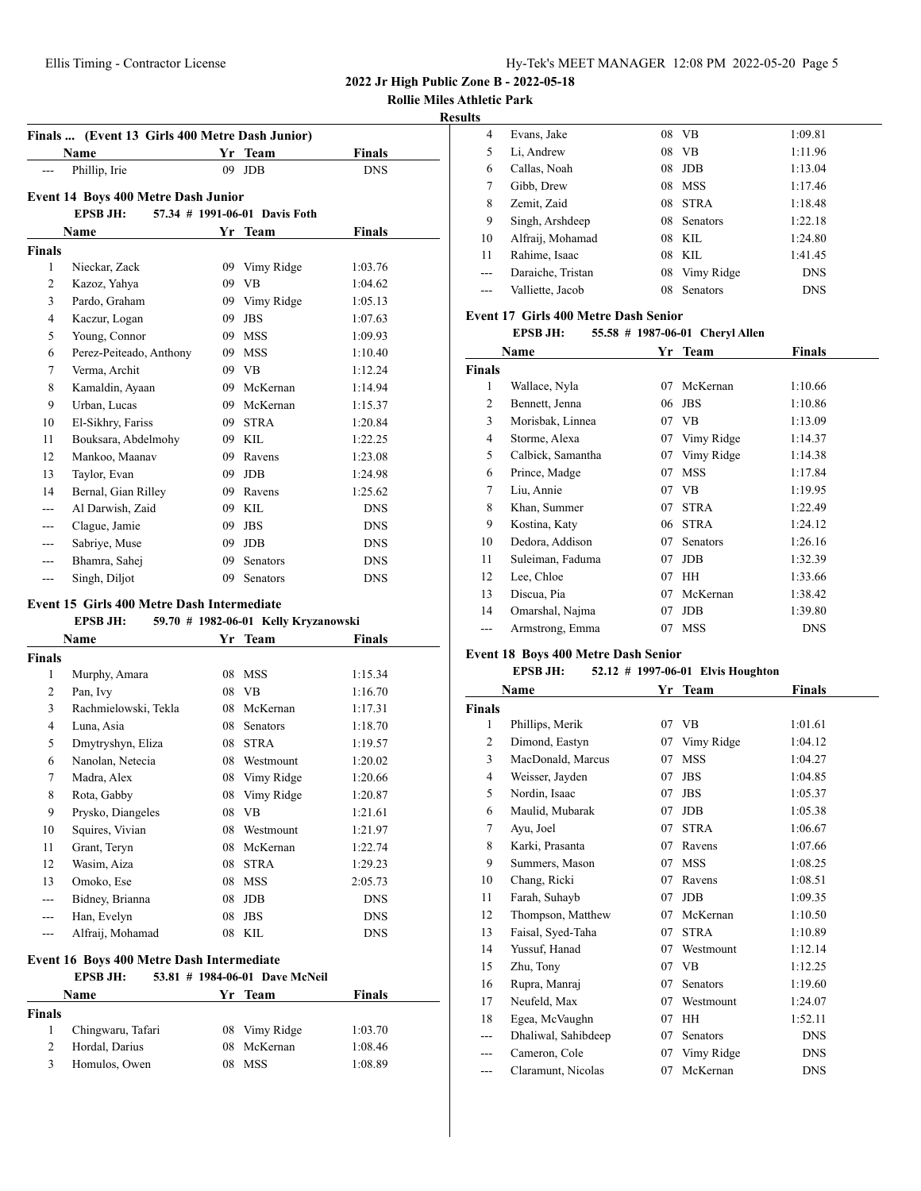## 2022 Jr High Public Zone B - 2022-05-18

**Rollie Miles Athletic Park**

**Results**

### Finals ... (Event 13 Girls 400 Metre Dash Junior)

| | Name | Yr | Team | Finals |
|---|---|---|---|---|
| --- | Phillip, Irie | 09 | JDB | DNS |

### Event 14 Boys 400 Metre Dash Junior

**EPSB JH: 57.34 # 1991-06-01 Davis Foth**

| | Name | Yr | Team | Finals |
|---|---|---|---|---|
| **Finals** | | | | |
| 1 | Nieckar, Zack | 09 | Vimy Ridge | 1:03.76 |
| 2 | Kazoz, Yahya | 09 | VB | 1:04.62 |
| 3 | Pardo, Graham | 09 | Vimy Ridge | 1:05.13 |
| 4 | Kaczur, Logan | 09 | JBS | 1:07.63 |
| 5 | Young, Connor | 09 | MSS | 1:09.93 |
| 6 | Perez-Peiteado, Anthony | 09 | MSS | 1:10.40 |
| 7 | Verma, Archit | 09 | VB | 1:12.24 |
| 8 | Kamaldin, Ayaan | 09 | McKernan | 1:14.94 |
| 9 | Urban, Lucas | 09 | McKernan | 1:15.37 |
| 10 | El-Sikhry, Fariss | 09 | STRA | 1:20.84 |
| 11 | Bouksara, Abdelmohy | 09 | KIL | 1:22.25 |
| 12 | Mankoo, Maanav | 09 | Ravens | 1:23.08 |
| 13 | Taylor, Evan | 09 | JDB | 1:24.98 |
| 14 | Bernal, Gian Rilley | 09 | Ravens | 1:25.62 |
| --- | Al Darwish, Zaid | 09 | KIL | DNS |
| --- | Clague, Jamie | 09 | JBS | DNS |
| --- | Sabriye, Muse | 09 | JDB | DNS |
| --- | Bhamra, Sahej | 09 | Senators | DNS |
| --- | Singh, Diljot | 09 | Senators | DNS |

### Event 15 Girls 400 Metre Dash Intermediate

**EPSB JH: 59.70 # 1982-06-01 Kelly Kryzanowski**

| | Name | Yr | Team | Finals |
|---|---|---|---|---|
| **Finals** | | | | |
| 1 | Murphy, Amara | 08 | MSS | 1:15.34 |
| 2 | Pan, Ivy | 08 | VB | 1:16.70 |
| 3 | Rachmielowski, Tekla | 08 | McKernan | 1:17.31 |
| 4 | Luna, Asia | 08 | Senators | 1:18.70 |
| 5 | Dmytryshyn, Eliza | 08 | STRA | 1:19.57 |
| 6 | Nanolan, Netecia | 08 | Westmount | 1:20.02 |
| 7 | Madra, Alex | 08 | Vimy Ridge | 1:20.66 |
| 8 | Rota, Gabby | 08 | Vimy Ridge | 1:20.87 |
| 9 | Prysko, Diangeles | 08 | VB | 1:21.61 |
| 10 | Squires, Vivian | 08 | Westmount | 1:21.97 |
| 11 | Grant, Teryn | 08 | McKernan | 1:22.74 |
| 12 | Wasim, Aiza | 08 | STRA | 1:29.23 |
| 13 | Omoko, Ese | 08 | MSS | 2:05.73 |
| --- | Bidney, Brianna | 08 | JDB | DNS |
| --- | Han, Evelyn | 08 | JBS | DNS |
| --- | Alfraij, Mohamad | 08 | KIL | DNS |

### Event 16 Boys 400 Metre Dash Intermediate

**EPSB JH: 53.81 # 1984-06-01 Dave McNeil**

| | Name | Yr | Team | Finals |
|---|---|---|---|---|
| **Finals** | | | | |
| 1 | Chingwaru, Tafari | 08 | Vimy Ridge | 1:03.70 |
| 2 | Hordal, Darius | 08 | McKernan | 1:08.46 |
| 3 | Homulos, Owen | 08 | MSS | 1:08.89 |
| 4 | Evans, Jake | 08 | VB | 1:09.81 |
| 5 | Li, Andrew | 08 | VB | 1:11.96 |
| 6 | Callas, Noah | 08 | JDB | 1:13.04 |
| 7 | Gibb, Drew | 08 | MSS | 1:17.46 |
| 8 | Zemit, Zaid | 08 | STRA | 1:18.48 |
| 9 | Singh, Arshdeep | 08 | Senators | 1:22.18 |
| 10 | Alfraij, Mohamad | 08 | KIL | 1:24.80 |
| 11 | Rahime, Isaac | 08 | KIL | 1:41.45 |
| --- | Daraiche, Tristan | 08 | Vimy Ridge | DNS |
| --- | Valliette, Jacob | 08 | Senators | DNS |

### Event 17 Girls 400 Metre Dash Senior

**EPSB JH: 55.58 # 1987-06-01 Cheryl Allen**

| | Name | Yr | Team | Finals |
|---|---|---|---|---|
| **Finals** | | | | |
| 1 | Wallace, Nyla | 07 | McKernan | 1:10.66 |
| 2 | Bennett, Jenna | 06 | JBS | 1:10.86 |
| 3 | Morisbak, Linnea | 07 | VB | 1:13.09 |
| 4 | Storme, Alexa | 07 | Vimy Ridge | 1:14.37 |
| 5 | Calbick, Samantha | 07 | Vimy Ridge | 1:14.38 |
| 6 | Prince, Madge | 07 | MSS | 1:17.84 |
| 7 | Liu, Annie | 07 | VB | 1:19.95 |
| 8 | Khan, Summer | 07 | STRA | 1:22.49 |
| 9 | Kostina, Katy | 06 | STRA | 1:24.12 |
| 10 | Dedora, Addison | 07 | Senators | 1:26.16 |
| 11 | Suleiman, Faduma | 07 | JDB | 1:32.39 |
| 12 | Lee, Chloe | 07 | HH | 1:33.66 |
| 13 | Discua, Pia | 07 | McKernan | 1:38.42 |
| 14 | Omarshal, Najma | 07 | JDB | 1:39.80 |
| --- | Armstrong, Emma | 07 | MSS | DNS |

### Event 18 Boys 400 Metre Dash Senior

**EPSB JH: 52.12 # 1997-06-01 Elvis Houghton**

| | Name | Yr | Team | Finals |
|---|---|---|---|---|
| **Finals** | | | | |
| 1 | Phillips, Merik | 07 | VB | 1:01.61 |
| 2 | Dimond, Eastyn | 07 | Vimy Ridge | 1:04.12 |
| 3 | MacDonald, Marcus | 07 | MSS | 1:04.27 |
| 4 | Weisser, Jayden | 07 | JBS | 1:04.85 |
| 5 | Nordin, Isaac | 07 | JBS | 1:05.37 |
| 6 | Maulid, Mubarak | 07 | JDB | 1:05.38 |
| 7 | Ayu, Joel | 07 | STRA | 1:06.67 |
| 8 | Karki, Prasanta | 07 | Ravens | 1:07.66 |
| 9 | Summers, Mason | 07 | MSS | 1:08.25 |
| 10 | Chang, Ricki | 07 | Ravens | 1:08.51 |
| 11 | Farah, Suhayb | 07 | JDB | 1:09.35 |
| 12 | Thompson, Matthew | 07 | McKernan | 1:10.50 |
| 13 | Faisal, Syed-Taha | 07 | STRA | 1:10.89 |
| 14 | Yussuf, Hanad | 07 | Westmount | 1:12.14 |
| 15 | Zhu, Tony | 07 | VB | 1:12.25 |
| 16 | Rupra, Manraj | 07 | Senators | 1:19.60 |
| 17 | Neufeld, Max | 07 | Westmount | 1:24.07 |
| 18 | Egea, McVaughn | 07 | HH | 1:52.11 |
| --- | Dhaliwal, Sahibdeep | 07 | Senators | DNS |
| --- | Cameron, Cole | 07 | Vimy Ridge | DNS |
| --- | Claramunt, Nicolas | 07 | McKernan | DNS |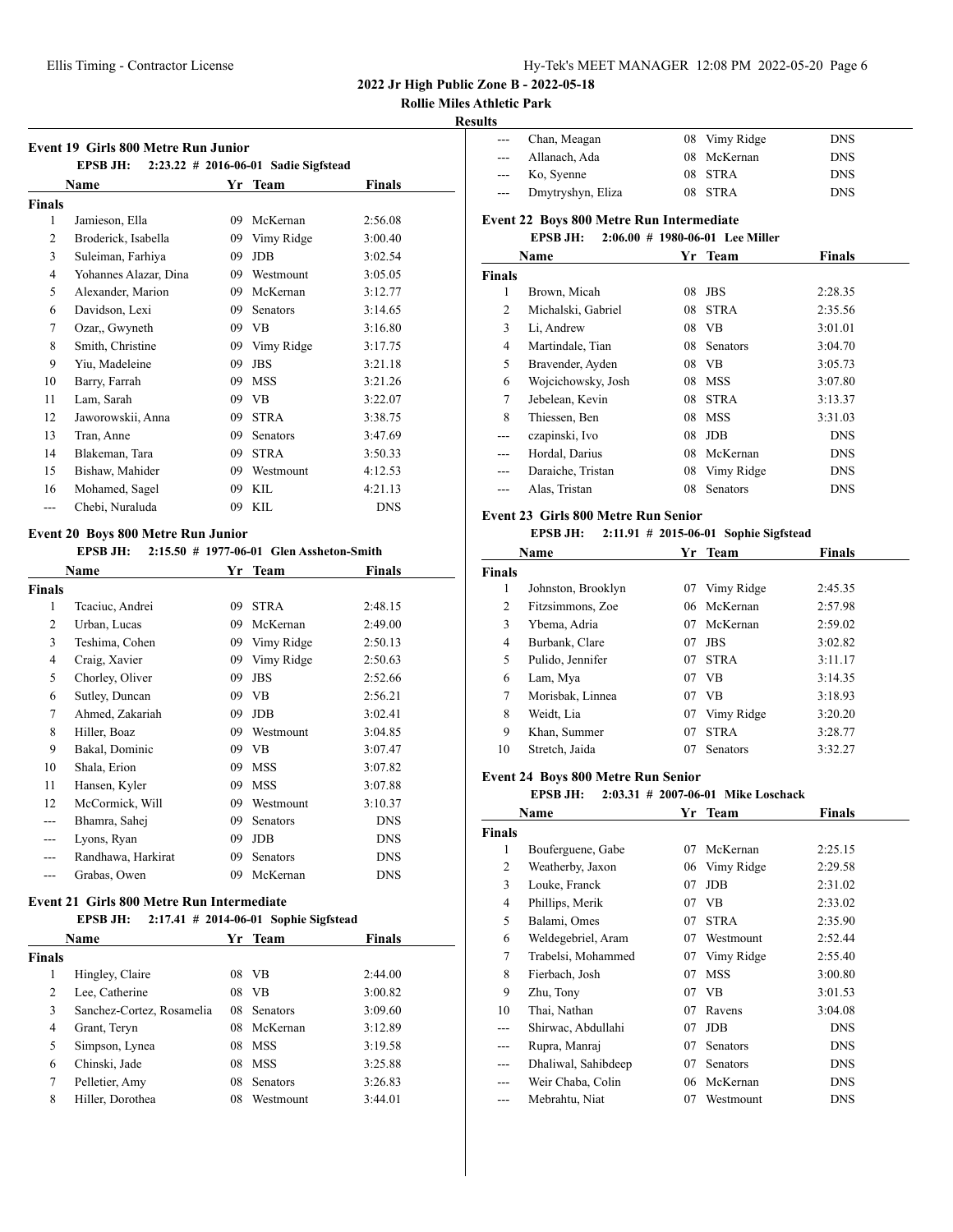**2022 Jr High Public Zone B - 2022-05-18**

**Rollie Miles Athletic Park**

**Results**

### Event 19 Girls 800 Metre Run Junior

**EPSB JH: 2:23.22 # 2016-06-01 Sadie Sigfstead**

| | Name | Yr | Team | Finals |
|---|---|---|---|---|
| **Finals** | | | | |
| 1 | Jamieson, Ella | 09 | McKernan | 2:56.08 |
| 2 | Broderick, Isabella | 09 | Vimy Ridge | 3:00.40 |
| 3 | Suleiman, Farhiya | 09 | JDB | 3:02.54 |
| 4 | Yohannes Alazar, Dina | 09 | Westmount | 3:05.05 |
| 5 | Alexander, Marion | 09 | McKernan | 3:12.77 |
| 6 | Davidson, Lexi | 09 | Senators | 3:14.65 |
| 7 | Ozar,, Gwyneth | 09 | VB | 3:16.80 |
| 8 | Smith, Christine | 09 | Vimy Ridge | 3:17.75 |
| 9 | Yiu, Madeleine | 09 | JBS | 3:21.18 |
| 10 | Barry, Farrah | 09 | MSS | 3:21.26 |
| 11 | Lam, Sarah | 09 | VB | 3:22.07 |
| 12 | Jaworowskii, Anna | 09 | STRA | 3:38.75 |
| 13 | Tran, Anne | 09 | Senators | 3:47.69 |
| 14 | Blakeman, Tara | 09 | STRA | 3:50.33 |
| 15 | Bishaw, Mahider | 09 | Westmount | 4:12.53 |
| 16 | Mohamed, Sagel | 09 | KIL | 4:21.13 |
| --- | Chebi, Nuraluda | 09 | KIL | DNS |

### Event 20 Boys 800 Metre Run Junior

**EPSB JH: 2:15.50 # 1977-06-01 Glen Assheton-Smith**

| | Name | Yr | Team | Finals |
|---|---|---|---|---|
| **Finals** | | | | |
| 1 | Tcaciuc, Andrei | 09 | STRA | 2:48.15 |
| 2 | Urban, Lucas | 09 | McKernan | 2:49.00 |
| 3 | Teshima, Cohen | 09 | Vimy Ridge | 2:50.13 |
| 4 | Craig, Xavier | 09 | Vimy Ridge | 2:50.63 |
| 5 | Chorley, Oliver | 09 | JBS | 2:52.66 |
| 6 | Sutley, Duncan | 09 | VB | 2:56.21 |
| 7 | Ahmed, Zakariah | 09 | JDB | 3:02.41 |
| 8 | Hiller, Boaz | 09 | Westmount | 3:04.85 |
| 9 | Bakal, Dominic | 09 | VB | 3:07.47 |
| 10 | Shala, Erion | 09 | MSS | 3:07.82 |
| 11 | Hansen, Kyler | 09 | MSS | 3:07.88 |
| 12 | McCormick, Will | 09 | Westmount | 3:10.37 |
| --- | Bhamra, Sahej | 09 | Senators | DNS |
| --- | Lyons, Ryan | 09 | JDB | DNS |
| --- | Randhawa, Harkirat | 09 | Senators | DNS |
| --- | Grabas, Owen | 09 | McKernan | DNS |

### Event 21 Girls 800 Metre Run Intermediate

**EPSB JH: 2:17.41 # 2014-06-01 Sophie Sigfstead**

| | Name | Yr | Team | Finals |
|---|---|---|---|---|
| **Finals** | | | | |
| 1 | Hingley, Claire | 08 | VB | 2:44.00 |
| 2 | Lee, Catherine | 08 | VB | 3:00.82 |
| 3 | Sanchez-Cortez, Rosamelia | 08 | Senators | 3:09.60 |
| 4 | Grant, Teryn | 08 | McKernan | 3:12.89 |
| 5 | Simpson, Lynea | 08 | MSS | 3:19.58 |
| 6 | Chinski, Jade | 08 | MSS | 3:25.88 |
| 7 | Pelletier, Amy | 08 | Senators | 3:26.83 |
| 8 | Hiller, Dorothea | 08 | Westmount | 3:44.01 |
| --- | Chan, Meagan | 08 | Vimy Ridge | DNS |
| --- | Allanach, Ada | 08 | McKernan | DNS |
| --- | Ko, Syenne | 08 | STRA | DNS |
| --- | Dmytryshyn, Eliza | 08 | STRA | DNS |

### Event 22 Boys 800 Metre Run Intermediate

**EPSB JH: 2:06.00 # 1980-06-01 Lee Miller**

| | Name | Yr | Team | Finals |
|---|---|---|---|---|
| **Finals** | | | | |
| 1 | Brown, Micah | 08 | JBS | 2:28.35 |
| 2 | Michalski, Gabriel | 08 | STRA | 2:35.56 |
| 3 | Li, Andrew | 08 | VB | 3:01.01 |
| 4 | Martindale, Tian | 08 | Senators | 3:04.70 |
| 5 | Bravender, Ayden | 08 | VB | 3:05.73 |
| 6 | Wojcichowsky, Josh | 08 | MSS | 3:07.80 |
| 7 | Jebelean, Kevin | 08 | STRA | 3:13.37 |
| 8 | Thiessen, Ben | 08 | MSS | 3:31.03 |
| --- | czapinski, Ivo | 08 | JDB | DNS |
| --- | Hordal, Darius | 08 | McKernan | DNS |
| --- | Daraiche, Tristan | 08 | Vimy Ridge | DNS |
| --- | Alas, Tristan | 08 | Senators | DNS |

### Event 23 Girls 800 Metre Run Senior

**EPSB JH: 2:11.91 # 2015-06-01 Sophie Sigfstead**

| | Name | Yr | Team | Finals |
|---|---|---|---|---|
| **Finals** | | | | |
| 1 | Johnston, Brooklyn | 07 | Vimy Ridge | 2:45.35 |
| 2 | Fitzsimmons, Zoe | 06 | McKernan | 2:57.98 |
| 3 | Ybema, Adria | 07 | McKernan | 2:59.02 |
| 4 | Burbank, Clare | 07 | JBS | 3:02.82 |
| 5 | Pulido, Jennifer | 07 | STRA | 3:11.17 |
| 6 | Lam, Mya | 07 | VB | 3:14.35 |
| 7 | Morisbak, Linnea | 07 | VB | 3:18.93 |
| 8 | Weidt, Lia | 07 | Vimy Ridge | 3:20.20 |
| 9 | Khan, Summer | 07 | STRA | 3:28.77 |
| 10 | Stretch, Jaida | 07 | Senators | 3:32.27 |

### Event 24 Boys 800 Metre Run Senior

**EPSB JH: 2:03.31 # 2007-06-01 Mike Loschack**

| | Name | Yr | Team | Finals |
|---|---|---|---|---|
| **Finals** | | | | |
| 1 | Bouferguene, Gabe | 07 | McKernan | 2:25.15 |
| 2 | Weatherby, Jaxon | 06 | Vimy Ridge | 2:29.58 |
| 3 | Louke, Franck | 07 | JDB | 2:31.02 |
| 4 | Phillips, Merik | 07 | VB | 2:33.02 |
| 5 | Balami, Omes | 07 | STRA | 2:35.90 |
| 6 | Weldegebriel, Aram | 07 | Westmount | 2:52.44 |
| 7 | Trabelsi, Mohammed | 07 | Vimy Ridge | 2:55.40 |
| 8 | Fierbach, Josh | 07 | MSS | 3:00.80 |
| 9 | Zhu, Tony | 07 | VB | 3:01.53 |
| 10 | Thai, Nathan | 07 | Ravens | 3:04.08 |
| --- | Shirwac, Abdullahi | 07 | JDB | DNS |
| --- | Rupra, Manraj | 07 | Senators | DNS |
| --- | Dhaliwal, Sahibdeep | 07 | Senators | DNS |
| --- | Weir Chaba, Colin | 06 | McKernan | DNS |
| --- | Mebrahtu, Niat | 07 | Westmount | DNS |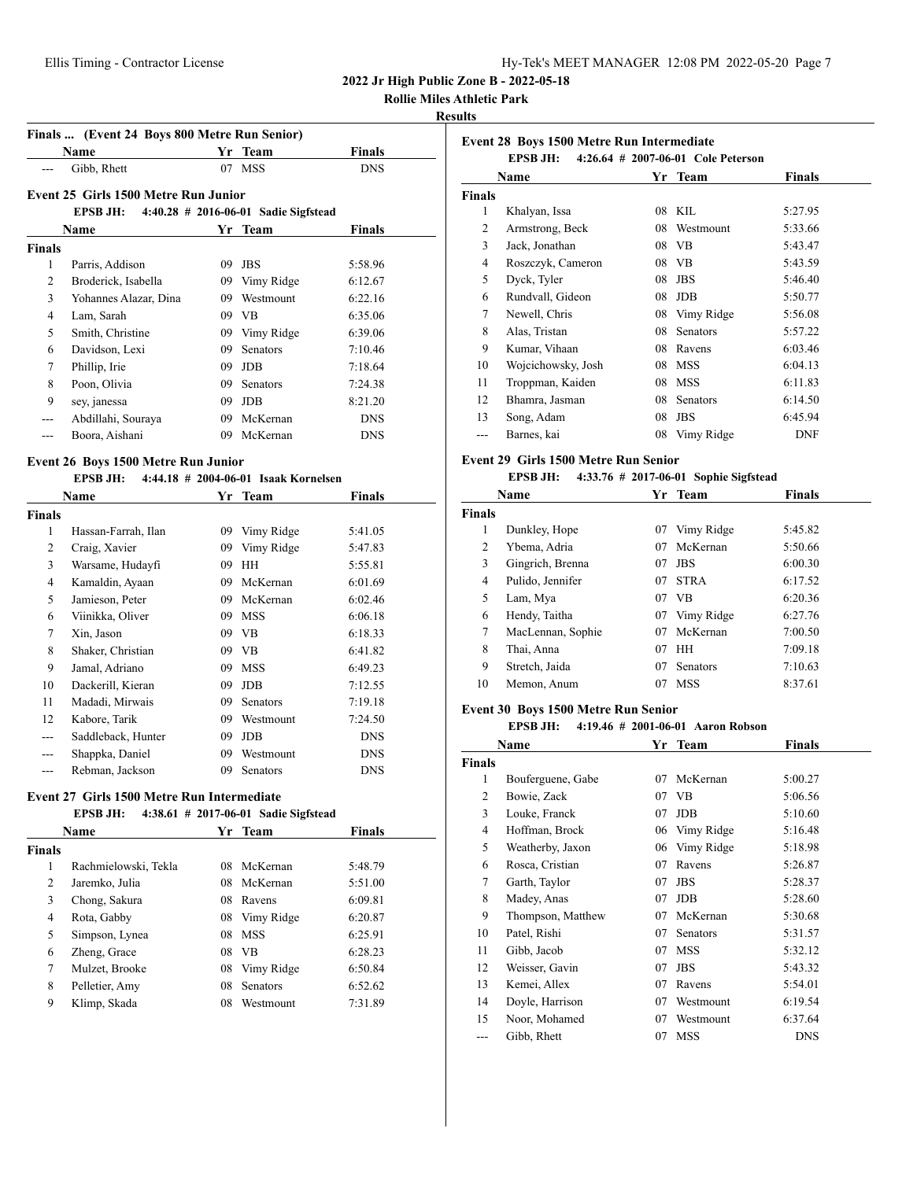**2022 Jr High Public Zone B - 2022-05-18**

**Rollie Miles Athletic Park**

**Results**

### Finals ... (Event 24 Boys 800 Metre Run Senior)

| | Name | Yr | Team | Finals |
|---|---|---|---|---|
| --- | Gibb, Rhett | 07 | MSS | DNS |

### Event 25 Girls 1500 Metre Run Junior

EPSB JH: 4:40.28 # 2016-06-01 Sadie Sigfstead

| | Name | Yr | Team | Finals |
|---|---|---|---|---|
| **Finals** | | | | |
| 1 | Parris, Addison | 09 | JBS | 5:58.96 |
| 2 | Broderick, Isabella | 09 | Vimy Ridge | 6:12.67 |
| 3 | Yohannes Alazar, Dina | 09 | Westmount | 6:22.16 |
| 4 | Lam, Sarah | 09 | VB | 6:35.06 |
| 5 | Smith, Christine | 09 | Vimy Ridge | 6:39.06 |
| 6 | Davidson, Lexi | 09 | Senators | 7:10.46 |
| 7 | Phillip, Irie | 09 | JDB | 7:18.64 |
| 8 | Poon, Olivia | 09 | Senators | 7:24.38 |
| 9 | sey, janessa | 09 | JDB | 8:21.20 |
| --- | Abdillahi, Souraya | 09 | McKernan | DNS |
| --- | Boora, Aishani | 09 | McKernan | DNS |

### Event 26 Boys 1500 Metre Run Junior

EPSB JH: 4:44.18 # 2004-06-01 Isaak Kornelsen

| | Name | Yr | Team | Finals |
|---|---|---|---|---|
| **Finals** | | | | |
| 1 | Hassan-Farrah, Ilan | 09 | Vimy Ridge | 5:41.05 |
| 2 | Craig, Xavier | 09 | Vimy Ridge | 5:47.83 |
| 3 | Warsame, Hudayfi | 09 | HH | 5:55.81 |
| 4 | Kamaldin, Ayaan | 09 | McKernan | 6:01.69 |
| 5 | Jamieson, Peter | 09 | McKernan | 6:02.46 |
| 6 | Viinikka, Oliver | 09 | MSS | 6:06.18 |
| 7 | Xin, Jason | 09 | VB | 6:18.33 |
| 8 | Shaker, Christian | 09 | VB | 6:41.82 |
| 9 | Jamal, Adriano | 09 | MSS | 6:49.23 |
| 10 | Dackerill, Kieran | 09 | JDB | 7:12.55 |
| 11 | Madadi, Mirwais | 09 | Senators | 7:19.18 |
| 12 | Kabore, Tarik | 09 | Westmount | 7:24.50 |
| --- | Saddleback, Hunter | 09 | JDB | DNS |
| --- | Shappka, Daniel | 09 | Westmount | DNS |
| --- | Rebman, Jackson | 09 | Senators | DNS |

### Event 27 Girls 1500 Metre Run Intermediate

EPSB JH: 4:38.61 # 2017-06-01 Sadie Sigfstead

| | Name | Yr | Team | Finals |
|---|---|---|---|---|
| **Finals** | | | | |
| 1 | Rachmielowski, Tekla | 08 | McKernan | 5:48.79 |
| 2 | Jaremko, Julia | 08 | McKernan | 5:51.00 |
| 3 | Chong, Sakura | 08 | Ravens | 6:09.81 |
| 4 | Rota, Gabby | 08 | Vimy Ridge | 6:20.87 |
| 5 | Simpson, Lynea | 08 | MSS | 6:25.91 |
| 6 | Zheng, Grace | 08 | VB | 6:28.23 |
| 7 | Mulzet, Brooke | 08 | Vimy Ridge | 6:50.84 |
| 8 | Pelletier, Amy | 08 | Senators | 6:52.62 |
| 9 | Klimp, Skada | 08 | Westmount | 7:31.89 |

### Event 28 Boys 1500 Metre Run Intermediate

EPSB JH: 4:26.64 # 2007-06-01 Cole Peterson

| | Name | Yr | Team | Finals |
|---|---|---|---|---|
| **Finals** | | | | |
| 1 | Khalyan, Issa | 08 | KIL | 5:27.95 |
| 2 | Armstrong, Beck | 08 | Westmount | 5:33.66 |
| 3 | Jack, Jonathan | 08 | VB | 5:43.47 |
| 4 | Roszczyk, Cameron | 08 | VB | 5:43.59 |
| 5 | Dyck, Tyler | 08 | JBS | 5:46.40 |
| 6 | Rundvall, Gideon | 08 | JDB | 5:50.77 |
| 7 | Newell, Chris | 08 | Vimy Ridge | 5:56.08 |
| 8 | Alas, Tristan | 08 | Senators | 5:57.22 |
| 9 | Kumar, Vihaan | 08 | Ravens | 6:03.46 |
| 10 | Wojcichowsky, Josh | 08 | MSS | 6:04.13 |
| 11 | Troppman, Kaiden | 08 | MSS | 6:11.83 |
| 12 | Bhamra, Jasman | 08 | Senators | 6:14.50 |
| 13 | Song, Adam | 08 | JBS | 6:45.94 |
| --- | Barnes, kai | 08 | Vimy Ridge | DNF |

### Event 29 Girls 1500 Metre Run Senior

EPSB JH: 4:33.76 # 2017-06-01 Sophie Sigfstead

| | Name | Yr | Team | Finals |
|---|---|---|---|---|
| **Finals** | | | | |
| 1 | Dunkley, Hope | 07 | Vimy Ridge | 5:45.82 |
| 2 | Ybema, Adria | 07 | McKernan | 5:50.66 |
| 3 | Gingrich, Brenna | 07 | JBS | 6:00.30 |
| 4 | Pulido, Jennifer | 07 | STRA | 6:17.52 |
| 5 | Lam, Mya | 07 | VB | 6:20.36 |
| 6 | Hendy, Taitha | 07 | Vimy Ridge | 6:27.76 |
| 7 | MacLennan, Sophie | 07 | McKernan | 7:00.50 |
| 8 | Thai, Anna | 07 | HH | 7:09.18 |
| 9 | Stretch, Jaida | 07 | Senators | 7:10.63 |
| 10 | Memon, Anum | 07 | MSS | 8:37.61 |

### Event 30 Boys 1500 Metre Run Senior

EPSB JH: 4:19.46 # 2001-06-01 Aaron Robson

| | Name | Yr | Team | Finals |
|---|---|---|---|---|
| **Finals** | | | | |
| 1 | Bouferguene, Gabe | 07 | McKernan | 5:00.27 |
| 2 | Bowie, Zack | 07 | VB | 5:06.56 |
| 3 | Louke, Franck | 07 | JDB | 5:10.60 |
| 4 | Hoffman, Brock | 06 | Vimy Ridge | 5:16.48 |
| 5 | Weatherby, Jaxon | 06 | Vimy Ridge | 5:18.98 |
| 6 | Rosca, Cristian | 07 | Ravens | 5:26.87 |
| 7 | Garth, Taylor | 07 | JBS | 5:28.37 |
| 8 | Madey, Anas | 07 | JDB | 5:28.60 |
| 9 | Thompson, Matthew | 07 | McKernan | 5:30.68 |
| 10 | Patel, Rishi | 07 | Senators | 5:31.57 |
| 11 | Gibb, Jacob | 07 | MSS | 5:32.12 |
| 12 | Weisser, Gavin | 07 | JBS | 5:43.32 |
| 13 | Kemei, Allex | 07 | Ravens | 5:54.01 |
| 14 | Doyle, Harrison | 07 | Westmount | 6:19.54 |
| 15 | Noor, Mohamed | 07 | Westmount | 6:37.64 |
| --- | Gibb, Rhett | 07 | MSS | DNS |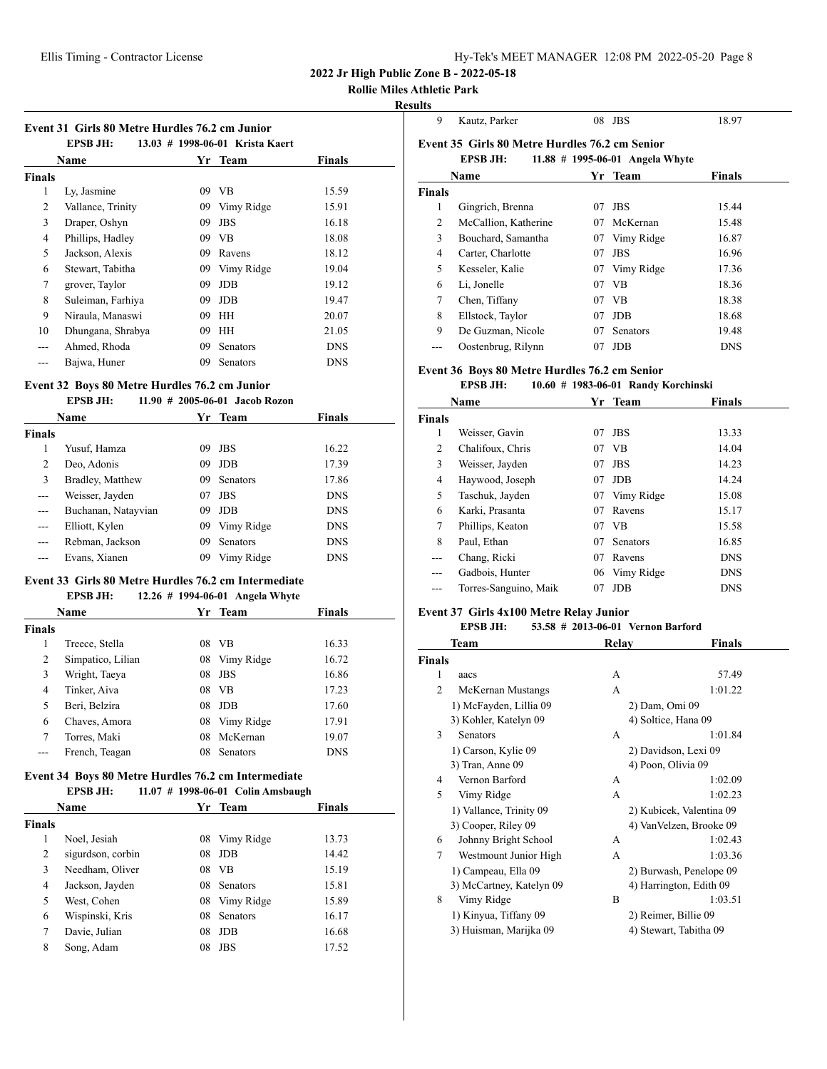2022 Jr High Public Zone B - 2022-05-18

Rollie Miles Athletic Park

**Results**

### Event 31 Girls 80 Metre Hurdles 76.2 cm Junior

EPSB JH: 13.03 # 1998-06-01 Krista Kaert

| | Name | Yr | Team | Finals |
|---|---|---|---|---|
| **Finals** | | | | |
| 1 | Ly, Jasmine | 09 | VB | 15.59 |
| 2 | Vallance, Trinity | 09 | Vimy Ridge | 15.91 |
| 3 | Draper, Oshyn | 09 | JBS | 16.18 |
| 4 | Phillips, Hadley | 09 | VB | 18.08 |
| 5 | Jackson, Alexis | 09 | Ravens | 18.12 |
| 6 | Stewart, Tabitha | 09 | Vimy Ridge | 19.04 |
| 7 | grover, Taylor | 09 | JDB | 19.12 |
| 8 | Suleiman, Farhiya | 09 | JDB | 19.47 |
| 9 | Niraula, Manaswi | 09 | HH | 20.07 |
| 10 | Dhungana, Shrabya | 09 | HH | 21.05 |
| --- | Ahmed, Rhoda | 09 | Senators | DNS |
| --- | Bajwa, Huner | 09 | Senators | DNS |

### Event 32 Boys 80 Metre Hurdles 76.2 cm Junior

EPSB JH: 11.90 # 2005-06-01 Jacob Rozon

| | Name | Yr | Team | Finals |
|---|---|---|---|---|
| **Finals** | | | | |
| 1 | Yusuf, Hamza | 09 | JBS | 16.22 |
| 2 | Deo, Adonis | 09 | JDB | 17.39 |
| 3 | Bradley, Matthew | 09 | Senators | 17.86 |
| --- | Weisser, Jayden | 07 | JBS | DNS |
| --- | Buchanan, Natayvian | 09 | JDB | DNS |
| --- | Elliott, Kylen | 09 | Vimy Ridge | DNS |
| --- | Rebman, Jackson | 09 | Senators | DNS |
| --- | Evans, Xianen | 09 | Vimy Ridge | DNS |

### Event 33 Girls 80 Metre Hurdles 76.2 cm Intermediate

EPSB JH: 12.26 # 1994-06-01 Angela Whyte

| | Name | Yr | Team | Finals |
|---|---|---|---|---|
| **Finals** | | | | |
| 1 | Treece, Stella | 08 | VB | 16.33 |
| 2 | Simpatico, Lilian | 08 | Vimy Ridge | 16.72 |
| 3 | Wright, Taeya | 08 | JBS | 16.86 |
| 4 | Tinker, Aiva | 08 | VB | 17.23 |
| 5 | Beri, Belzira | 08 | JDB | 17.60 |
| 6 | Chaves, Amora | 08 | Vimy Ridge | 17.91 |
| 7 | Torres, Maki | 08 | McKernan | 19.07 |
| --- | French, Teagan | 08 | Senators | DNS |

### Event 34 Boys 80 Metre Hurdles 76.2 cm Intermediate

EPSB JH: 11.07 # 1998-06-01 Colin Amsbaugh

| | Name | Yr | Team | Finals |
|---|---|---|---|---|
| **Finals** | | | | |
| 1 | Noel, Jesiah | 08 | Vimy Ridge | 13.73 |
| 2 | sigurdson, corbin | 08 | JDB | 14.42 |
| 3 | Needham, Oliver | 08 | VB | 15.19 |
| 4 | Jackson, Jayden | 08 | Senators | 15.81 |
| 5 | West, Cohen | 08 | Vimy Ridge | 15.89 |
| 6 | Wispinski, Kris | 08 | Senators | 16.17 |
| 7 | Davie, Julian | 08 | JDB | 16.68 |
| 8 | Song, Adam | 08 | JBS | 17.52 |
| 9 | Kautz, Parker | 08 | JBS | 18.97 |

### Event 35 Girls 80 Metre Hurdles 76.2 cm Senior

EPSB JH: 11.88 # 1995-06-01 Angela Whyte

| | Name | Yr | Team | Finals |
|---|---|---|---|---|
| **Finals** | | | | |
| 1 | Gingrich, Brenna | 07 | JBS | 15.44 |
| 2 | McCallion, Katherine | 07 | McKernan | 15.48 |
| 3 | Bouchard, Samantha | 07 | Vimy Ridge | 16.87 |
| 4 | Carter, Charlotte | 07 | JBS | 16.96 |
| 5 | Kesseler, Kalie | 07 | Vimy Ridge | 17.36 |
| 6 | Li, Jonelle | 07 | VB | 18.36 |
| 7 | Chen, Tiffany | 07 | VB | 18.38 |
| 8 | Ellstock, Taylor | 07 | JDB | 18.68 |
| 9 | De Guzman, Nicole | 07 | Senators | 19.48 |
| --- | Oostenbrug, Rilynn | 07 | JDB | DNS |

### Event 36 Boys 80 Metre Hurdles 76.2 cm Senior

EPSB JH: 10.60 # 1983-06-01 Randy Korchinski

| | Name | Yr | Team | Finals |
|---|---|---|---|---|
| **Finals** | | | | |
| 1 | Weisser, Gavin | 07 | JBS | 13.33 |
| 2 | Chalifoux, Chris | 07 | VB | 14.04 |
| 3 | Weisser, Jayden | 07 | JBS | 14.23 |
| 4 | Haywood, Joseph | 07 | JDB | 14.24 |
| 5 | Taschuk, Jayden | 07 | Vimy Ridge | 15.08 |
| 6 | Karki, Prasanta | 07 | Ravens | 15.17 |
| 7 | Phillips, Keaton | 07 | VB | 15.58 |
| 8 | Paul, Ethan | 07 | Senators | 16.85 |
| --- | Chang, Ricki | 07 | Ravens | DNS |
| --- | Gadbois, Hunter | 06 | Vimy Ridge | DNS |
| --- | Torres-Sanguino, Maik | 07 | JDB | DNS |

### Event 37 Girls 4x100 Metre Relay Junior

EPSB JH: 53.58 # 2013-06-01 Vernon Barford

| | Team | Relay | Finals |
|---|---|---|---|
| **Finals** | | | |
| 1 | aacs | A | 57.49 |
| 2 | McKernan Mustangs | A | 1:01.22 |
| | 1) McFayden, Lillia 09; 2) Dam, Omi 09; 3) Kohler, Katelyn 09; 4) Soltice, Hana 09 | | |
| 3 | Senators | A | 1:01.84 |
| | 1) Carson, Kylie 09; 2) Davidson, Lexi 09; 3) Tran, Anne 09; 4) Poon, Olivia 09 | | |
| 4 | Vernon Barford | A | 1:02.09 |
| 5 | Vimy Ridge | A | 1:02.23 |
| | 1) Vallance, Trinity 09; 2) Kubicek, Valentina 09; 3) Cooper, Riley 09; 4) VanVelzen, Brooke 09 | | |
| 6 | Johnny Bright School | A | 1:02.43 |
| 7 | Westmount Junior High | A | 1:03.36 |
| | 1) Campeau, Ella 09; 2) Burwash, Penelope 09; 3) McCartney, Katelyn 09; 4) Harrington, Edith 09 | | |
| 8 | Vimy Ridge | B | 1:03.51 |
| | 1) Kinyua, Tiffany 09; 2) Reimer, Billie 09; 3) Huisman, Marijka 09; 4) Stewart, Tabitha 09 | | |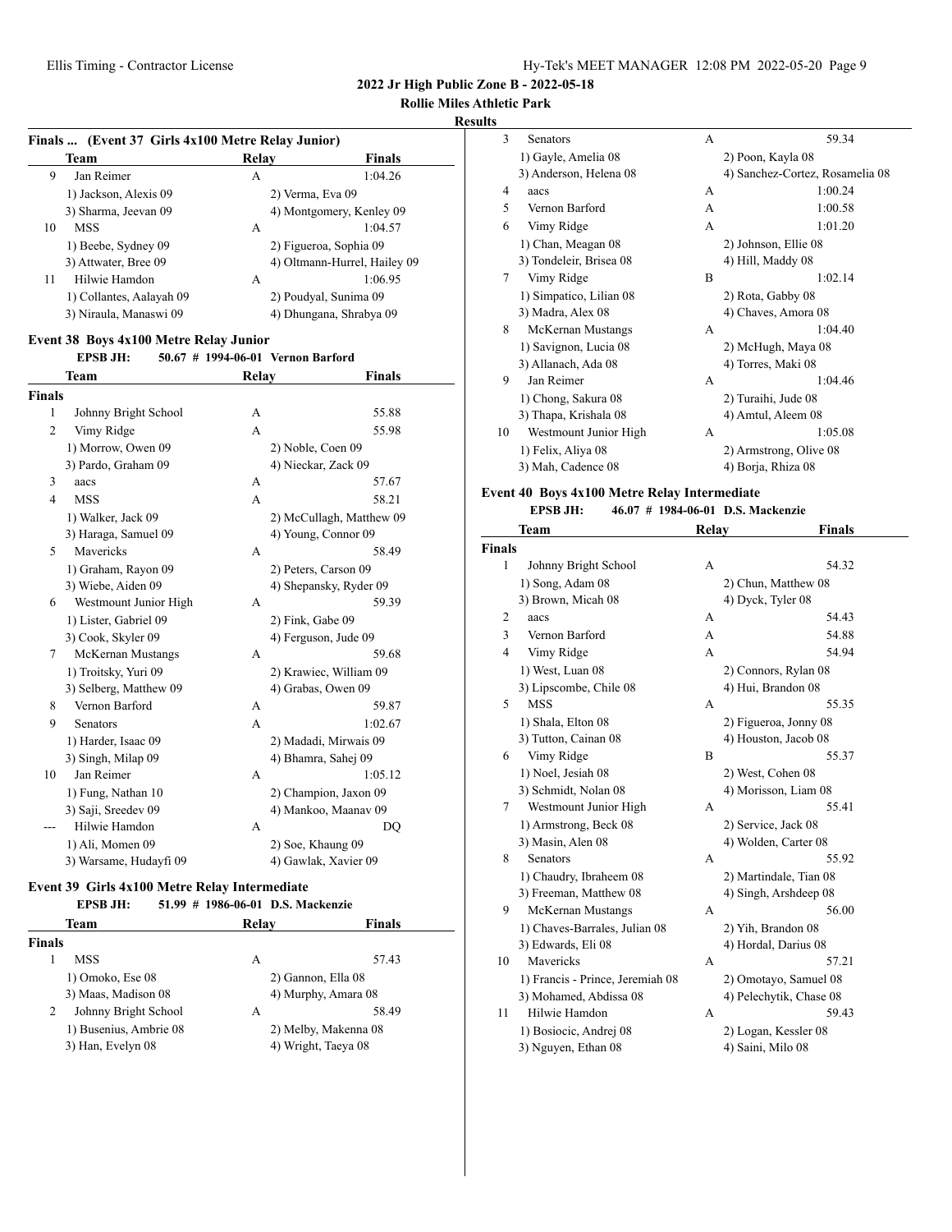**2022 Jr High Public Zone B - 2022-05-18**

**Rollie Miles Athletic Park**

**Results**

### Finals ... (Event 37 Girls 4x100 Metre Relay Junior)

| | Team | Relay | Finals |
|---|---|---|---|
| 9 | Jan Reimer | A | 1:04.26 |
| | 1) Jackson, Alexis 09 | 2) Verma, Eva 09 | |
| | 3) Sharma, Jeevan 09 | 4) Montgomery, Kenley 09 | |
| 10 | MSS | A | 1:04.57 |
| | 1) Beebe, Sydney 09 | 2) Figueroa, Sophia 09 | |
| | 3) Attwater, Bree 09 | 4) Oltmann-Hurrel, Hailey 09 | |
| 11 | Hilwie Hamdon | A | 1:06.95 |
| | 1) Collantes, Aalayah 09 | 2) Poudyal, Sunima 09 | |
| | 3) Niraula, Manaswi 09 | 4) Dhungana, Shrabya 09 | |

### Event 38 Boys 4x100 Metre Relay Junior

**EPSB JH: 50.67 # 1994-06-01 Vernon Barford**

| | Team | Relay | Finals |
|---|---|---|---|
| **Finals** | | | |
| 1 | Johnny Bright School | A | 55.88 |
| 2 | Vimy Ridge | A | 55.98 |
| | 1) Morrow, Owen 09 | 2) Noble, Coen 09 | |
| | 3) Pardo, Graham 09 | 4) Nieckar, Zack 09 | |
| 3 | aacs | A | 57.67 |
| 4 | MSS | A | 58.21 |
| | 1) Walker, Jack 09 | 2) McCullagh, Matthew 09 | |
| | 3) Haraga, Samuel 09 | 4) Young, Connor 09 | |
| 5 | Mavericks | A | 58.49 |
| | 1) Graham, Rayon 09 | 2) Peters, Carson 09 | |
| | 3) Wiebe, Aiden 09 | 4) Shepansky, Ryder 09 | |
| 6 | Westmount Junior High | A | 59.39 |
| | 1) Lister, Gabriel 09 | 2) Fink, Gabe 09 | |
| | 3) Cook, Skyler 09 | 4) Ferguson, Jude 09 | |
| 7 | McKernan Mustangs | A | 59.68 |
| | 1) Troitsky, Yuri 09 | 2) Krawiec, William 09 | |
| | 3) Selberg, Matthew 09 | 4) Grabas, Owen 09 | |
| 8 | Vernon Barford | A | 59.87 |
| 9 | Senators | A | 1:02.67 |
| | 1) Harder, Isaac 09 | 2) Madadi, Mirwais 09 | |
| | 3) Singh, Milap 09 | 4) Bhamra, Sahej 09 | |
| 10 | Jan Reimer | A | 1:05.12 |
| | 1) Fung, Nathan 10 | 2) Champion, Jaxon 09 | |
| | 3) Saji, Sreedev 09 | 4) Mankoo, Maanav 09 | |
| --- | Hilwie Hamdon | A | DQ |
| | 1) Ali, Momen 09 | 2) Soe, Khaung 09 | |
| | 3) Warsame, Hudayfi 09 | 4) Gawlak, Xavier 09 | |

### Event 39 Girls 4x100 Metre Relay Intermediate

**EPSB JH: 51.99 # 1986-06-01 D.S. Mackenzie**

| | Team | Relay | Finals |
|---|---|---|---|
| **Finals** | | | |
| 1 | MSS | A | 57.43 |
| | 1) Omoko, Ese 08 | 2) Gannon, Ella 08 | |
| | 3) Maas, Madison 08 | 4) Murphy, Amara 08 | |
| 2 | Johnny Bright School | A | 58.49 |
| | 1) Busenius, Ambrie 08 | 2) Melby, Makenna 08 | |
| | 3) Han, Evelyn 08 | 4) Wright, Taeya 08 | |
| 3 | Senators | A | 59.34 |
| | 1) Gayle, Amelia 08 | 2) Poon, Kayla 08 | |
| | 3) Anderson, Helena 08 | 4) Sanchez-Cortez, Rosamelia 08 | |
| 4 | aacs | A | 1:00.24 |
| 5 | Vernon Barford | A | 1:00.58 |
| 6 | Vimy Ridge | A | 1:01.20 |
| | 1) Chan, Meagan 08 | 2) Johnson, Ellie 08 | |
| | 3) Tondeleir, Brisea 08 | 4) Hill, Maddy 08 | |
| 7 | Vimy Ridge | B | 1:02.14 |
| | 1) Simpatico, Lilian 08 | 2) Rota, Gabby 08 | |
| | 3) Madra, Alex 08 | 4) Chaves, Amora 08 | |
| 8 | McKernan Mustangs | A | 1:04.40 |
| | 1) Savignon, Lucia 08 | 2) McHugh, Maya 08 | |
| | 3) Allanach, Ada 08 | 4) Torres, Maki 08 | |
| 9 | Jan Reimer | A | 1:04.46 |
| | 1) Chong, Sakura 08 | 2) Turaihi, Jude 08 | |
| | 3) Thapa, Krishala 08 | 4) Amtul, Aleem 08 | |
| 10 | Westmount Junior High | A | 1:05.08 |
| | 1) Felix, Aliya 08 | 2) Armstrong, Olive 08 | |
| | 3) Mah, Cadence 08 | 4) Borja, Rhiza 08 | |

### Event 40 Boys 4x100 Metre Relay Intermediate

**EPSB JH: 46.07 # 1984-06-01 D.S. Mackenzie**

| | Team | Relay | Finals |
|---|---|---|---|
| **Finals** | | | |
| 1 | Johnny Bright School | A | 54.32 |
| | 1) Song, Adam 08 | 2) Chun, Matthew 08 | |
| | 3) Brown, Micah 08 | 4) Dyck, Tyler 08 | |
| 2 | aacs | A | 54.43 |
| 3 | Vernon Barford | A | 54.88 |
| 4 | Vimy Ridge | A | 54.94 |
| | 1) West, Luan 08 | 2) Connors, Rylan 08 | |
| | 3) Lipscombe, Chile 08 | 4) Hui, Brandon 08 | |
| 5 | MSS | A | 55.35 |
| | 1) Shala, Elton 08 | 2) Figueroa, Jonny 08 | |
| | 3) Tutton, Cainan 08 | 4) Houston, Jacob 08 | |
| 6 | Vimy Ridge | B | 55.37 |
| | 1) Noel, Jesiah 08 | 2) West, Cohen 08 | |
| | 3) Schmidt, Nolan 08 | 4) Morisson, Liam 08 | |
| 7 | Westmount Junior High | A | 55.41 |
| | 1) Armstrong, Beck 08 | 2) Service, Jack 08 | |
| | 3) Masin, Alen 08 | 4) Wolden, Carter 08 | |
| 8 | Senators | A | 55.92 |
| | 1) Chaudry, Ibraheem 08 | 2) Martindale, Tian 08 | |
| | 3) Freeman, Matthew 08 | 4) Singh, Arshdeep 08 | |
| 9 | McKernan Mustangs | A | 56.00 |
| | 1) Chaves-Barrales, Julian 08 | 2) Yih, Brandon 08 | |
| | 3) Edwards, Eli 08 | 4) Hordal, Darius 08 | |
| 10 | Mavericks | A | 57.21 |
| | 1) Francis - Prince, Jeremiah 08 | 2) Omotayo, Samuel 08 | |
| | 3) Mohamed, Abdissa 08 | 4) Pelechytik, Chase 08 | |
| 11 | Hilwie Hamdon | A | 59.43 |
| | 1) Bosiocic, Andrej 08 | 2) Logan, Kessler 08 | |
| | 3) Nguyen, Ethan 08 | 4) Saini, Milo 08 | |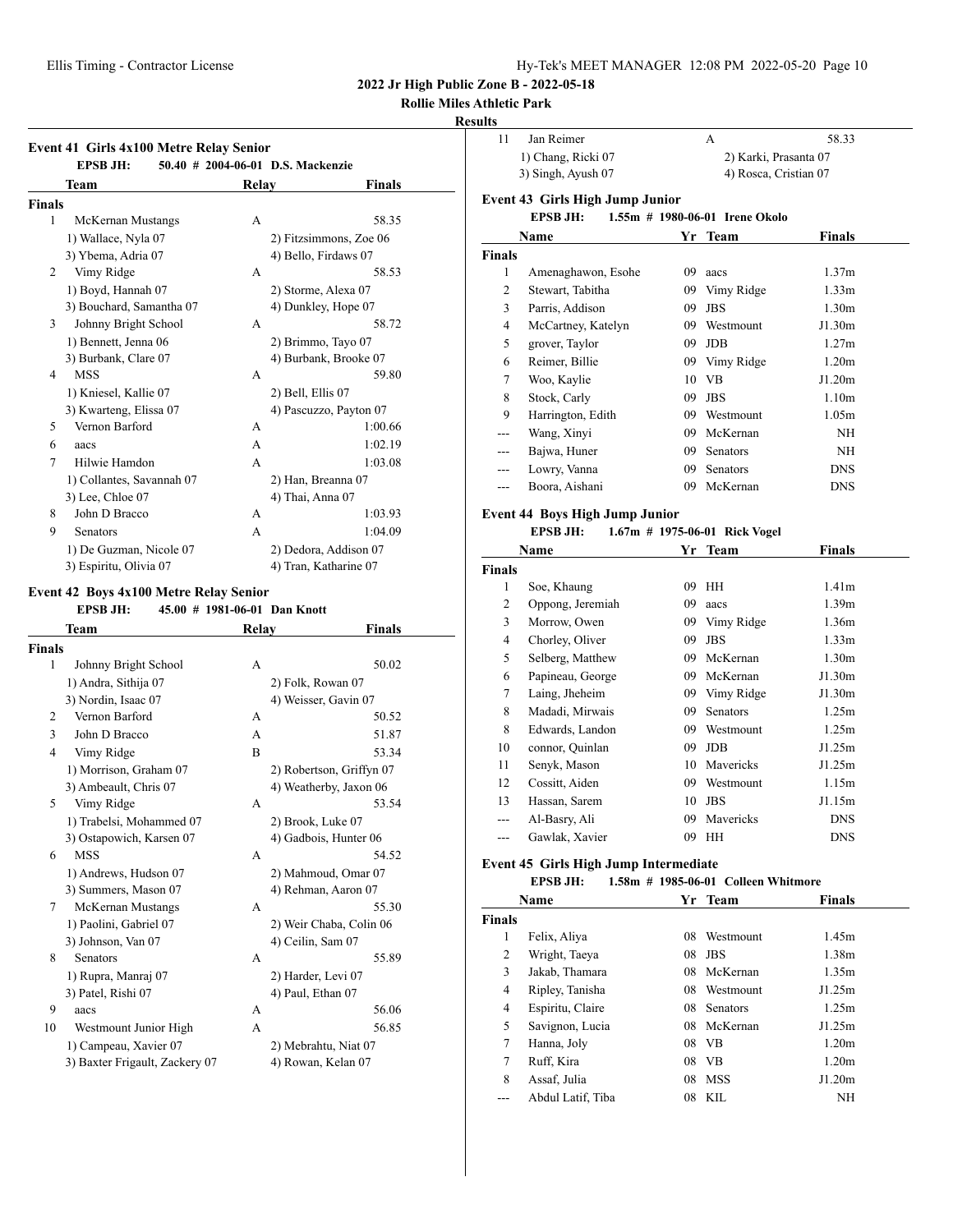**2022 Jr High Public Zone B - 2022-05-18**

**Rollie Miles Athletic Park**

**Results**

### Event 41 Girls 4x100 Metre Relay Senior

EPSB JH: 50.40 # 2004-06-01 D.S. Mackenzie

| | Team | Relay | Finals |
|---|---|---|---|
| **Finals** | | | |
| 1 | McKernan Mustangs | A | 58.35 |
| | 1) Wallace, Nyla 07 | 2) Fitzsimmons, Zoe 06 | |
| | 3) Ybema, Adria 07 | 4) Bello, Firdaws 07 | |
| 2 | Vimy Ridge | A | 58.53 |
| | 1) Boyd, Hannah 07 | 2) Storme, Alexa 07 | |
| | 3) Bouchard, Samantha 07 | 4) Dunkley, Hope 07 | |
| 3 | Johnny Bright School | A | 58.72 |
| | 1) Bennett, Jenna 06 | 2) Brimmo, Tayo 07 | |
| | 3) Burbank, Clare 07 | 4) Burbank, Brooke 07 | |
| 4 | MSS | A | 59.80 |
| | 1) Kniesel, Kallie 07 | 2) Bell, Ellis 07 | |
| | 3) Kwarteng, Elissa 07 | 4) Pascuzzo, Payton 07 | |
| 5 | Vernon Barford | A | 1:00.66 |
| 6 | aacs | A | 1:02.19 |
| 7 | Hilwie Hamdon | A | 1:03.08 |
| | 1) Collantes, Savannah 07 | 2) Han, Breanna 07 | |
| | 3) Lee, Chloe 07 | 4) Thai, Anna 07 | |
| 8 | John D Bracco | A | 1:03.93 |
| 9 | Senators | A | 1:04.09 |
| | 1) De Guzman, Nicole 07 | 2) Dedora, Addison 07 | |
| | 3) Espiritu, Olivia 07 | 4) Tran, Katharine 07 | |

### Event 42 Boys 4x100 Metre Relay Senior

EPSB JH: 45.00 # 1981-06-01 Dan Knott

| | Team | Relay | Finals |
|---|---|---|---|
| **Finals** | | | |
| 1 | Johnny Bright School | A | 50.02 |
| | 1) Andra, Sithija 07 | 2) Folk, Rowan 07 | |
| | 3) Nordin, Isaac 07 | 4) Weisser, Gavin 07 | |
| 2 | Vernon Barford | A | 50.52 |
| 3 | John D Bracco | A | 51.87 |
| 4 | Vimy Ridge | B | 53.34 |
| | 1) Morrison, Graham 07 | 2) Robertson, Griffyn 07 | |
| | 3) Ambeault, Chris 07 | 4) Weatherby, Jaxon 06 | |
| 5 | Vimy Ridge | A | 53.54 |
| | 1) Trabelsi, Mohammed 07 | 2) Brook, Luke 07 | |
| | 3) Ostapowich, Karsen 07 | 4) Gadbois, Hunter 06 | |
| 6 | MSS | A | 54.52 |
| | 1) Andrews, Hudson 07 | 2) Mahmoud, Omar 07 | |
| | 3) Summers, Mason 07 | 4) Rehman, Aaron 07 | |
| 7 | McKernan Mustangs | A | 55.30 |
| | 1) Paolini, Gabriel 07 | 2) Weir Chaba, Colin 06 | |
| | 3) Johnson, Van 07 | 4) Ceilin, Sam 07 | |
| 8 | Senators | A | 55.89 |
| | 1) Rupra, Manraj 07 | 2) Harder, Levi 07 | |
| | 3) Patel, Rishi 07 | 4) Paul, Ethan 07 | |
| 9 | aacs | A | 56.06 |
| 10 | Westmount Junior High | A | 56.85 |
| | 1) Campeau, Xavier 07 | 2) Mebrahtu, Niat 07 | |
| | 3) Baxter Frigault, Zackery 07 | 4) Rowan, Kelan 07 | |
| 11 | Jan Reimer | A | 58.33 |
| | 1) Chang, Ricki 07 | 2) Karki, Prasanta 07 | |
| | 3) Singh, Ayush 07 | 4) Rosca, Cristian 07 | |

### Event 43 Girls High Jump Junior

EPSB JH: 1.55m # 1980-06-01 Irene Okolo

| | Name | Yr | Team | Finals |
|---|---|---|---|---|
| **Finals** | | | | |
| 1 | Amenaghawon, Esohe | 09 | aacs | 1.37m |
| 2 | Stewart, Tabitha | 09 | Vimy Ridge | 1.33m |
| 3 | Parris, Addison | 09 | JBS | 1.30m |
| 4 | McCartney, Katelyn | 09 | Westmount | J1.30m |
| 5 | grover, Taylor | 09 | JDB | 1.27m |
| 6 | Reimer, Billie | 09 | Vimy Ridge | 1.20m |
| 7 | Woo, Kaylie | 10 | VB | J1.20m |
| 8 | Stock, Carly | 09 | JBS | 1.10m |
| 9 | Harrington, Edith | 09 | Westmount | 1.05m |
| --- | Wang, Xinyi | 09 | McKernan | NH |
| --- | Bajwa, Huner | 09 | Senators | NH |
| --- | Lowry, Vanna | 09 | Senators | DNS |
| --- | Boora, Aishani | 09 | McKernan | DNS |

### Event 44 Boys High Jump Junior

EPSB JH: 1.67m # 1975-06-01 Rick Vogel

| | Name | Yr | Team | Finals |
|---|---|---|---|---|
| **Finals** | | | | |
| 1 | Soe, Khaung | 09 | HH | 1.41m |
| 2 | Oppong, Jeremiah | 09 | aacs | 1.39m |
| 3 | Morrow, Owen | 09 | Vimy Ridge | 1.36m |
| 4 | Chorley, Oliver | 09 | JBS | 1.33m |
| 5 | Selberg, Matthew | 09 | McKernan | 1.30m |
| 6 | Papineau, George | 09 | McKernan | J1.30m |
| 7 | Laing, Jheheim | 09 | Vimy Ridge | J1.30m |
| 8 | Madadi, Mirwais | 09 | Senators | 1.25m |
| 8 | Edwards, Landon | 09 | Westmount | 1.25m |
| 10 | connor, Quinlan | 09 | JDB | J1.25m |
| 11 | Senyk, Mason | 10 | Mavericks | J1.25m |
| 12 | Cossitt, Aiden | 09 | Westmount | 1.15m |
| 13 | Hassan, Sarem | 10 | JBS | J1.15m |
| --- | Al-Basry, Ali | 09 | Mavericks | DNS |
| --- | Gawlak, Xavier | 09 | HH | DNS |

### Event 45 Girls High Jump Intermediate

EPSB JH: 1.58m # 1985-06-01 Colleen Whitmore

| | Name | Yr | Team | Finals |
|---|---|---|---|---|
| **Finals** | | | | |
| 1 | Felix, Aliya | 08 | Westmount | 1.45m |
| 2 | Wright, Taeya | 08 | JBS | 1.38m |
| 3 | Jakab, Thamara | 08 | McKernan | 1.35m |
| 4 | Ripley, Tanisha | 08 | Westmount | J1.25m |
| 4 | Espiritu, Claire | 08 | Senators | 1.25m |
| 5 | Savignon, Lucia | 08 | McKernan | J1.25m |
| 7 | Hanna, Joly | 08 | VB | 1.20m |
| 7 | Ruff, Kira | 08 | VB | 1.20m |
| 8 | Assaf, Julia | 08 | MSS | J1.20m |
| --- | Abdul Latif, Tiba | 08 | KIL | NH |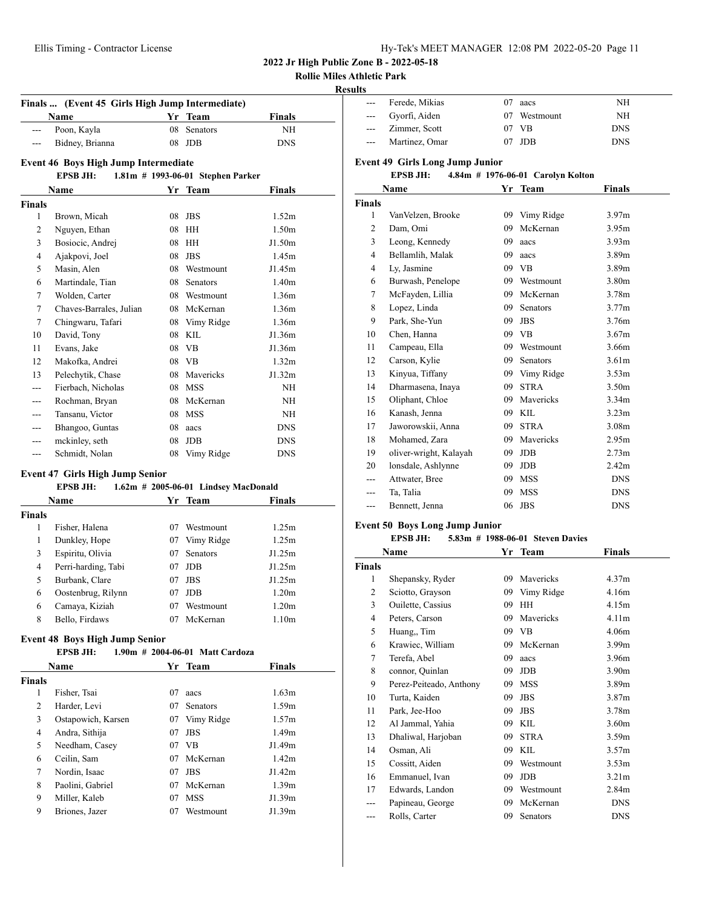## 2022 Jr High Public Zone B - 2022-05-18

### Rollie Miles Athletic Park

#### Results

**Finals ... (Event 45 Girls High Jump Intermediate)**

| | Name | Yr | Team | Finals |
|---|---|---|---|---|
| --- | Poon, Kayla | 08 | Senators | NH |
| --- | Bidney, Brianna | 08 | JDB | DNS |

**Event 46 Boys High Jump Intermediate**

EPSB JH: 1.81m # 1993-06-01 Stephen Parker

| | Name | Yr | Team | Finals |
|---|---|---|---|---|
| **Finals** | | | | |
| 1 | Brown, Micah | 08 | JBS | 1.52m |
| 2 | Nguyen, Ethan | 08 | HH | 1.50m |
| 3 | Bosiocic, Andrej | 08 | HH | J1.50m |
| 4 | Ajakpovi, Joel | 08 | JBS | 1.45m |
| 5 | Masin, Alen | 08 | Westmount | J1.45m |
| 6 | Martindale, Tian | 08 | Senators | 1.40m |
| 7 | Wolden, Carter | 08 | Westmount | 1.36m |
| 7 | Chaves-Barrales, Julian | 08 | McKernan | 1.36m |
| 7 | Chingwaru, Tafari | 08 | Vimy Ridge | 1.36m |
| 10 | David, Tony | 08 | KIL | J1.36m |
| 11 | Evans, Jake | 08 | VB | J1.36m |
| 12 | Makofka, Andrei | 08 | VB | 1.32m |
| 13 | Pelechytik, Chase | 08 | Mavericks | J1.32m |
| --- | Fierbach, Nicholas | 08 | MSS | NH |
| --- | Rochman, Bryan | 08 | McKernan | NH |
| --- | Tansanu, Victor | 08 | MSS | NH |
| --- | Bhangoo, Guntas | 08 | aacs | DNS |
| --- | mckinley, seth | 08 | JDB | DNS |
| --- | Schmidt, Nolan | 08 | Vimy Ridge | DNS |

**Event 47 Girls High Jump Senior**

EPSB JH: 1.62m # 2005-06-01 Lindsey MacDonald

| | Name | Yr | Team | Finals |
|---|---|---|---|---|
| **Finals** | | | | |
| 1 | Fisher, Halena | 07 | Westmount | 1.25m |
| 1 | Dunkley, Hope | 07 | Vimy Ridge | 1.25m |
| 3 | Espiritu, Olivia | 07 | Senators | J1.25m |
| 4 | Perri-harding, Tabi | 07 | JDB | J1.25m |
| 5 | Burbank, Clare | 07 | JBS | J1.25m |
| 6 | Oostenbrug, Rilynn | 07 | JDB | 1.20m |
| 6 | Camaya, Kiziah | 07 | Westmount | 1.20m |
| 8 | Bello, Firdaws | 07 | McKernan | 1.10m |

**Event 48 Boys High Jump Senior**

EPSB JH: 1.90m # 2004-06-01 Matt Cardoza

| | Name | Yr | Team | Finals |
|---|---|---|---|---|
| **Finals** | | | | |
| 1 | Fisher, Tsai | 07 | aacs | 1.63m |
| 2 | Harder, Levi | 07 | Senators | 1.59m |
| 3 | Ostapowich, Karsen | 07 | Vimy Ridge | 1.57m |
| 4 | Andra, Sithija | 07 | JBS | 1.49m |
| 5 | Needham, Casey | 07 | VB | J1.49m |
| 6 | Ceilin, Sam | 07 | McKernan | 1.42m |
| 7 | Nordin, Isaac | 07 | JBS | J1.42m |
| 8 | Paolini, Gabriel | 07 | McKernan | 1.39m |
| 9 | Miller, Kaleb | 07 | MSS | J1.39m |
| 9 | Briones, Jazer | 07 | Westmount | J1.39m |
| --- | Ferede, Mikias | 07 | aacs | NH |
| --- | Gyorfi, Aiden | 07 | Westmount | NH |
| --- | Zimmer, Scott | 07 | VB | DNS |
| --- | Martinez, Omar | 07 | JDB | DNS |

**Event 49 Girls Long Jump Junior**

EPSB JH: 4.84m # 1976-06-01 Carolyn Kolton

| | Name | Yr | Team | Finals |
|---|---|---|---|---|
| **Finals** | | | | |
| 1 | VanVelzen, Brooke | 09 | Vimy Ridge | 3.97m |
| 2 | Dam, Omi | 09 | McKernan | 3.95m |
| 3 | Leong, Kennedy | 09 | aacs | 3.93m |
| 4 | Bellamlih, Malak | 09 | aacs | 3.89m |
| 4 | Ly, Jasmine | 09 | VB | 3.89m |
| 6 | Burwash, Penelope | 09 | Westmount | 3.80m |
| 7 | McFayden, Lillia | 09 | McKernan | 3.78m |
| 8 | Lopez, Linda | 09 | Senators | 3.77m |
| 9 | Park, She-Yun | 09 | JBS | 3.76m |
| 10 | Chen, Hanna | 09 | VB | 3.67m |
| 11 | Campeau, Ella | 09 | Westmount | 3.66m |
| 12 | Carson, Kylie | 09 | Senators | 3.61m |
| 13 | Kinyua, Tiffany | 09 | Vimy Ridge | 3.53m |
| 14 | Dharmasena, Inaya | 09 | STRA | 3.50m |
| 15 | Oliphant, Chloe | 09 | Mavericks | 3.34m |
| 16 | Kanash, Jenna | 09 | KIL | 3.23m |
| 17 | Jaworowskii, Anna | 09 | STRA | 3.08m |
| 18 | Mohamed, Zara | 09 | Mavericks | 2.95m |
| 19 | oliver-wright, Kalayah | 09 | JDB | 2.73m |
| 20 | lonsdale, Ashlynne | 09 | JDB | 2.42m |
| --- | Attwater, Bree | 09 | MSS | DNS |
| --- | Ta, Talia | 09 | MSS | DNS |
| --- | Bennett, Jenna | 06 | JBS | DNS |

**Event 50 Boys Long Jump Junior**

EPSB JH: 5.83m # 1988-06-01 Steven Davies

| | Name | Yr | Team | Finals |
|---|---|---|---|---|
| **Finals** | | | | |
| 1 | Shepansky, Ryder | 09 | Mavericks | 4.37m |
| 2 | Sciotto, Grayson | 09 | Vimy Ridge | 4.16m |
| 3 | Ouilette, Cassius | 09 | HH | 4.15m |
| 4 | Peters, Carson | 09 | Mavericks | 4.11m |
| 5 | Huang,, Tim | 09 | VB | 4.06m |
| 6 | Krawiec, William | 09 | McKernan | 3.99m |
| 7 | Terefa, Abel | 09 | aacs | 3.96m |
| 8 | connor, Quinlan | 09 | JDB | 3.90m |
| 9 | Perez-Peiteado, Anthony | 09 | MSS | 3.89m |
| 10 | Turta, Kaiden | 09 | JBS | 3.87m |
| 11 | Park, Jee-Hoo | 09 | JBS | 3.78m |
| 12 | Al Jammal, Yahia | 09 | KIL | 3.60m |
| 13 | Dhaliwal, Harjoban | 09 | STRA | 3.59m |
| 14 | Osman, Ali | 09 | KIL | 3.57m |
| 15 | Cossitt, Aiden | 09 | Westmount | 3.53m |
| 16 | Emmanuel, Ivan | 09 | JDB | 3.21m |
| 17 | Edwards, Landon | 09 | Westmount | 2.84m |
| --- | Papineau, George | 09 | McKernan | DNS |
| --- | Rolls, Carter | 09 | Senators | DNS |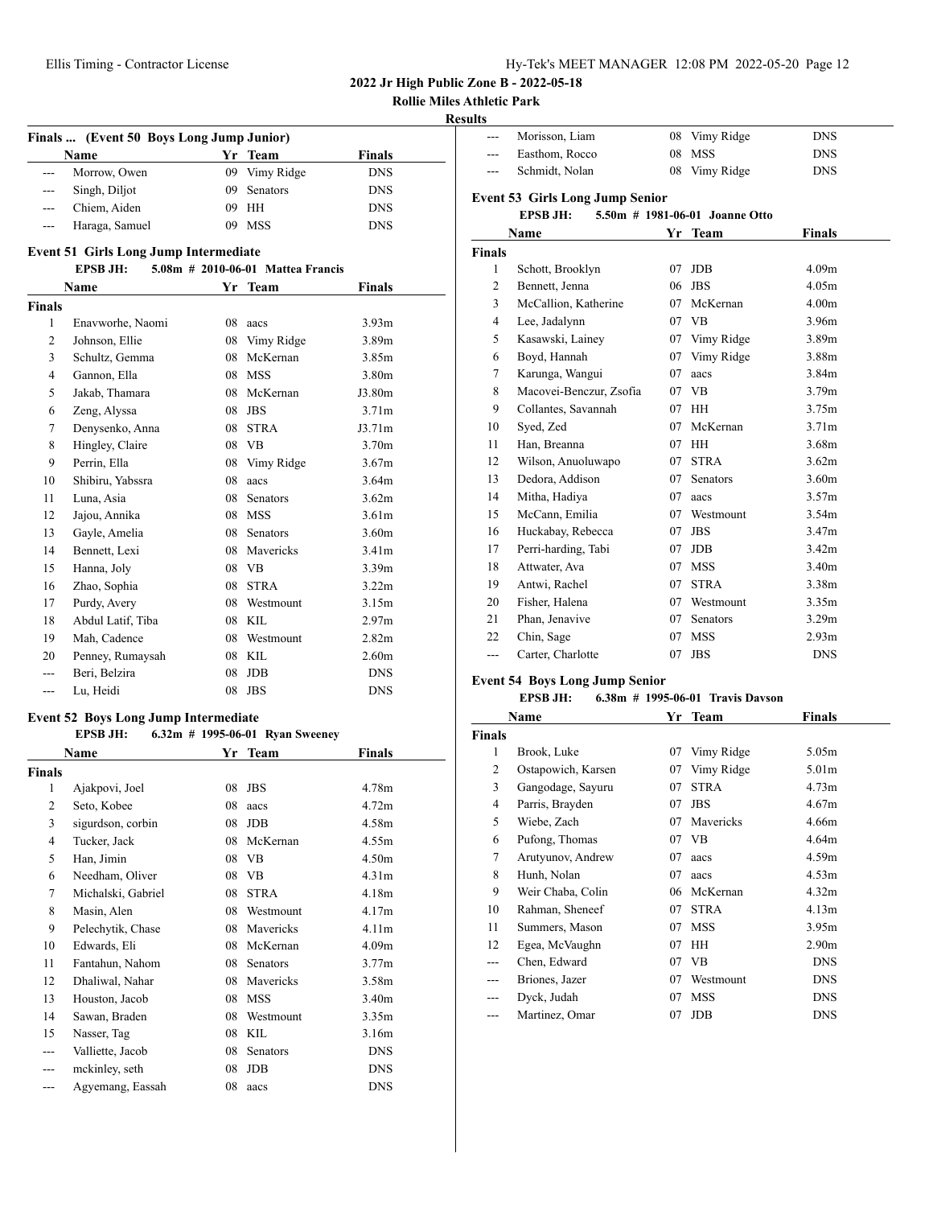**2022 Jr High Public Zone B - 2022-05-18**

**Rollie Miles Athletic Park**

**Results**

### Finals ... (Event 50 Boys Long Jump Junior)

| | Name | Yr | Team | Finals |
|---|---|---|---|---|
| --- | Morrow, Owen | 09 | Vimy Ridge | DNS |
| --- | Singh, Diljot | 09 | Senators | DNS |
| --- | Chiem, Aiden | 09 | HH | DNS |
| --- | Haraga, Samuel | 09 | MSS | DNS |

### Event 51 Girls Long Jump Intermediate

**EPSB JH:** 5.08m # 2010-06-01 Mattea Francis

| | Name | Yr | Team | Finals |
|---|---|---|---|---|
| **Finals** | | | | |
| 1 | Enavworhe, Naomi | 08 | aacs | 3.93m |
| 2 | Johnson, Ellie | 08 | Vimy Ridge | 3.89m |
| 3 | Schultz, Gemma | 08 | McKernan | 3.85m |
| 4 | Gannon, Ella | 08 | MSS | 3.80m |
| 5 | Jakab, Thamara | 08 | McKernan | J3.80m |
| 6 | Zeng, Alyssa | 08 | JBS | 3.71m |
| 7 | Denysenko, Anna | 08 | STRA | J3.71m |
| 8 | Hingley, Claire | 08 | VB | 3.70m |
| 9 | Perrin, Ella | 08 | Vimy Ridge | 3.67m |
| 10 | Shibiru, Yabssra | 08 | aacs | 3.64m |
| 11 | Luna, Asia | 08 | Senators | 3.62m |
| 12 | Jajou, Annika | 08 | MSS | 3.61m |
| 13 | Gayle, Amelia | 08 | Senators | 3.60m |
| 14 | Bennett, Lexi | 08 | Mavericks | 3.41m |
| 15 | Hanna, Joly | 08 | VB | 3.39m |
| 16 | Zhao, Sophia | 08 | STRA | 3.22m |
| 17 | Purdy, Avery | 08 | Westmount | 3.15m |
| 18 | Abdul Latif, Tiba | 08 | KIL | 2.97m |
| 19 | Mah, Cadence | 08 | Westmount | 2.82m |
| 20 | Penney, Rumaysah | 08 | KIL | 2.60m |
| --- | Beri, Belzira | 08 | JDB | DNS |
| --- | Lu, Heidi | 08 | JBS | DNS |

### Event 52 Boys Long Jump Intermediate

**EPSB JH:** 6.32m # 1995-06-01 Ryan Sweeney

| | Name | Yr | Team | Finals |
|---|---|---|---|---|
| **Finals** | | | | |
| 1 | Ajakpovi, Joel | 08 | JBS | 4.78m |
| 2 | Seto, Kobee | 08 | aacs | 4.72m |
| 3 | sigurdson, corbin | 08 | JDB | 4.58m |
| 4 | Tucker, Jack | 08 | McKernan | 4.55m |
| 5 | Han, Jimin | 08 | VB | 4.50m |
| 6 | Needham, Oliver | 08 | VB | 4.31m |
| 7 | Michalski, Gabriel | 08 | STRA | 4.18m |
| 8 | Masin, Alen | 08 | Westmount | 4.17m |
| 9 | Pelechytik, Chase | 08 | Mavericks | 4.11m |
| 10 | Edwards, Eli | 08 | McKernan | 4.09m |
| 11 | Fantahun, Nahom | 08 | Senators | 3.77m |
| 12 | Dhaliwal, Nahar | 08 | Mavericks | 3.58m |
| 13 | Houston, Jacob | 08 | MSS | 3.40m |
| 14 | Sawan, Braden | 08 | Westmount | 3.35m |
| 15 | Nasser, Tag | 08 | KIL | 3.16m |
| --- | Valliette, Jacob | 08 | Senators | DNS |
| --- | mckinley, seth | 08 | JDB | DNS |
| --- | Agyemang, Eassah | 08 | aacs | DNS |
| --- | Morisson, Liam | 08 | Vimy Ridge | DNS |
| --- | Easthom, Rocco | 08 | MSS | DNS |
| --- | Schmidt, Nolan | 08 | Vimy Ridge | DNS |

### Event 53 Girls Long Jump Senior

**EPSB JH:** 5.50m # 1981-06-01 Joanne Otto

| | Name | Yr | Team | Finals |
|---|---|---|---|---|
| **Finals** | | | | |
| 1 | Schott, Brooklyn | 07 | JDB | 4.09m |
| 2 | Bennett, Jenna | 06 | JBS | 4.05m |
| 3 | McCallion, Katherine | 07 | McKernan | 4.00m |
| 4 | Lee, Jadalynn | 07 | VB | 3.96m |
| 5 | Kasawski, Lainey | 07 | Vimy Ridge | 3.89m |
| 6 | Boyd, Hannah | 07 | Vimy Ridge | 3.88m |
| 7 | Karunga, Wangui | 07 | aacs | 3.84m |
| 8 | Macovei-Benczur, Zsofia | 07 | VB | 3.79m |
| 9 | Collantes, Savannah | 07 | HH | 3.75m |
| 10 | Syed, Zed | 07 | McKernan | 3.71m |
| 11 | Han, Breanna | 07 | HH | 3.68m |
| 12 | Wilson, Anuoluwapo | 07 | STRA | 3.62m |
| 13 | Dedora, Addison | 07 | Senators | 3.60m |
| 14 | Mitha, Hadiya | 07 | aacs | 3.57m |
| 15 | McCann, Emilia | 07 | Westmount | 3.54m |
| 16 | Huckabay, Rebecca | 07 | JBS | 3.47m |
| 17 | Perri-harding, Tabi | 07 | JDB | 3.42m |
| 18 | Attwater, Ava | 07 | MSS | 3.40m |
| 19 | Antwi, Rachel | 07 | STRA | 3.38m |
| 20 | Fisher, Halena | 07 | Westmount | 3.35m |
| 21 | Phan, Jenavive | 07 | Senators | 3.29m |
| 22 | Chin, Sage | 07 | MSS | 2.93m |
| --- | Carter, Charlotte | 07 | JBS | DNS |

### Event 54 Boys Long Jump Senior

**EPSB JH:** 6.38m # 1995-06-01 Travis Davson

| | Name | Yr | Team | Finals |
|---|---|---|---|---|
| **Finals** | | | | |
| 1 | Brook, Luke | 07 | Vimy Ridge | 5.05m |
| 2 | Ostapowich, Karsen | 07 | Vimy Ridge | 5.01m |
| 3 | Gangodage, Sayuru | 07 | STRA | 4.73m |
| 4 | Parris, Brayden | 07 | JBS | 4.67m |
| 5 | Wiebe, Zach | 07 | Mavericks | 4.66m |
| 6 | Pufong, Thomas | 07 | VB | 4.64m |
| 7 | Arutyunov, Andrew | 07 | aacs | 4.59m |
| 8 | Hunh, Nolan | 07 | aacs | 4.53m |
| 9 | Weir Chaba, Colin | 06 | McKernan | 4.32m |
| 10 | Rahman, Sheneef | 07 | STRA | 4.13m |
| 11 | Summers, Mason | 07 | MSS | 3.95m |
| 12 | Egea, McVaughn | 07 | HH | 2.90m |
| --- | Chen, Edward | 07 | VB | DNS |
| --- | Briones, Jazer | 07 | Westmount | DNS |
| --- | Dyck, Judah | 07 | MSS | DNS |
| --- | Martinez, Omar | 07 | JDB | DNS |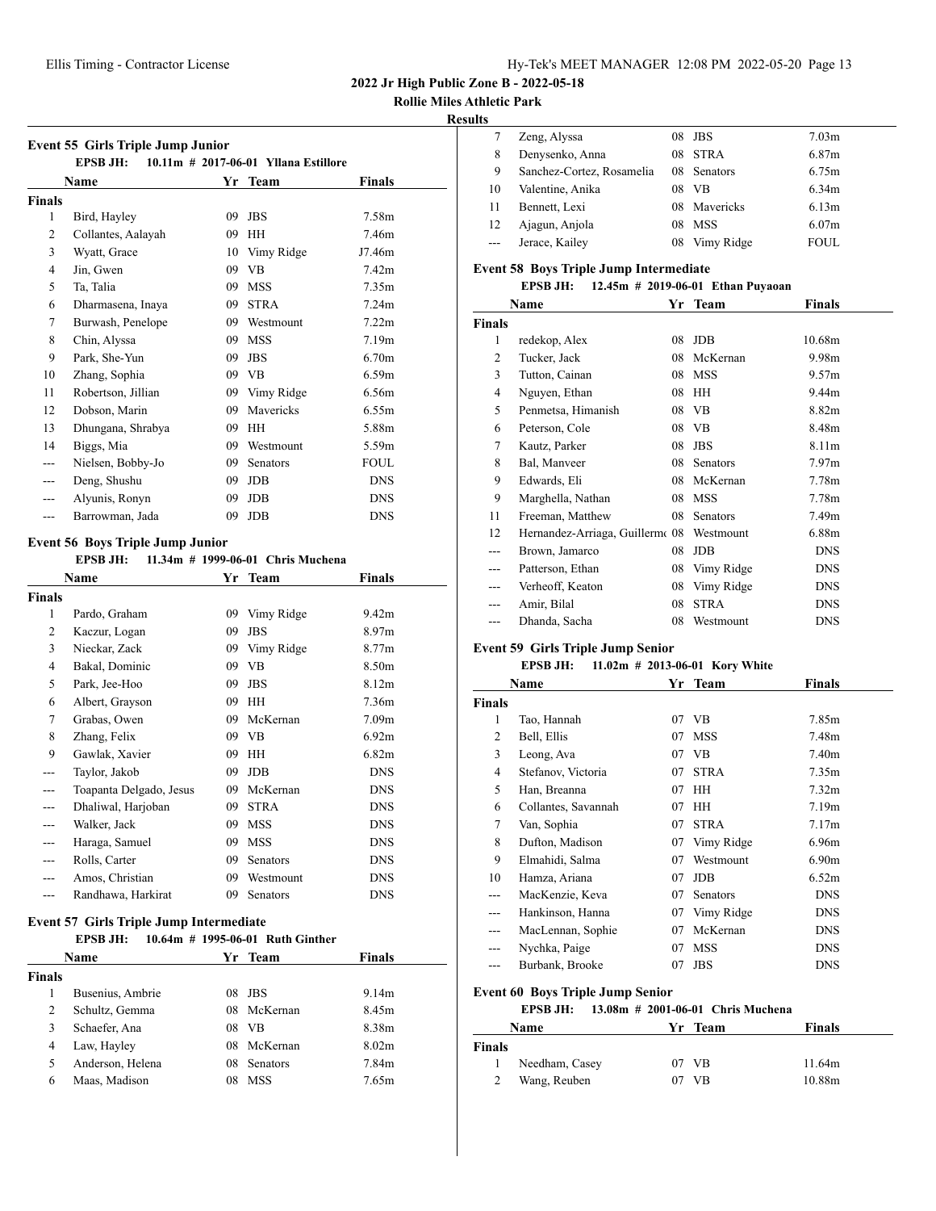**2022 Jr High Public Zone B - 2022-05-18**

**Rollie Miles Athletic Park**

**Results**

### Event 55 Girls Triple Jump Junior

EPSB JH: 10.11m # 2017-06-01 Yllana Estillore

| | Name | Yr | Team | Finals |
|---|---|---|---|---|
| **Finals** | | | | |
| 1 | Bird, Hayley | 09 | JBS | 7.58m |
| 2 | Collantes, Aalayah | 09 | HH | 7.46m |
| 3 | Wyatt, Grace | 10 | Vimy Ridge | J7.46m |
| 4 | Jin, Gwen | 09 | VB | 7.42m |
| 5 | Ta, Talia | 09 | MSS | 7.35m |
| 6 | Dharmasena, Inaya | 09 | STRA | 7.24m |
| 7 | Burwash, Penelope | 09 | Westmount | 7.22m |
| 8 | Chin, Alyssa | 09 | MSS | 7.19m |
| 9 | Park, She-Yun | 09 | JBS | 6.70m |
| 10 | Zhang, Sophia | 09 | VB | 6.59m |
| 11 | Robertson, Jillian | 09 | Vimy Ridge | 6.56m |
| 12 | Dobson, Marin | 09 | Mavericks | 6.55m |
| 13 | Dhungana, Shrabya | 09 | HH | 5.88m |
| 14 | Biggs, Mia | 09 | Westmount | 5.59m |
| --- | Nielsen, Bobby-Jo | 09 | Senators | FOUL |
| --- | Deng, Shushu | 09 | JDB | DNS |
| --- | Alyunis, Ronyn | 09 | JDB | DNS |
| --- | Barrowman, Jada | 09 | JDB | DNS |

### Event 56 Boys Triple Jump Junior

EPSB JH: 11.34m # 1999-06-01 Chris Muchena

| | Name | Yr | Team | Finals |
|---|---|---|---|---|
| **Finals** | | | | |
| 1 | Pardo, Graham | 09 | Vimy Ridge | 9.42m |
| 2 | Kaczur, Logan | 09 | JBS | 8.97m |
| 3 | Nieckar, Zack | 09 | Vimy Ridge | 8.77m |
| 4 | Bakal, Dominic | 09 | VB | 8.50m |
| 5 | Park, Jee-Hoo | 09 | JBS | 8.12m |
| 6 | Albert, Grayson | 09 | HH | 7.36m |
| 7 | Grabas, Owen | 09 | McKernan | 7.09m |
| 8 | Zhang, Felix | 09 | VB | 6.92m |
| 9 | Gawlak, Xavier | 09 | HH | 6.82m |
| --- | Taylor, Jakob | 09 | JDB | DNS |
| --- | Toapanta Delgado, Jesus | 09 | McKernan | DNS |
| --- | Dhaliwal, Harjoban | 09 | STRA | DNS |
| --- | Walker, Jack | 09 | MSS | DNS |
| --- | Haraga, Samuel | 09 | MSS | DNS |
| --- | Rolls, Carter | 09 | Senators | DNS |
| --- | Amos, Christian | 09 | Westmount | DNS |
| --- | Randhawa, Harkirat | 09 | Senators | DNS |

### Event 57 Girls Triple Jump Intermediate

EPSB JH: 10.64m # 1995-06-01 Ruth Ginther

| | Name | Yr | Team | Finals |
|---|---|---|---|---|
| **Finals** | | | | |
| 1 | Busenius, Ambrie | 08 | JBS | 9.14m |
| 2 | Schultz, Gemma | 08 | McKernan | 8.45m |
| 3 | Schaefer, Ana | 08 | VB | 8.38m |
| 4 | Law, Hayley | 08 | McKernan | 8.02m |
| 5 | Anderson, Helena | 08 | Senators | 7.84m |
| 6 | Maas, Madison | 08 | MSS | 7.65m |
| 7 | Zeng, Alyssa | 08 | JBS | 7.03m |
| 8 | Denysenko, Anna | 08 | STRA | 6.87m |
| 9 | Sanchez-Cortez, Rosamelia | 08 | Senators | 6.75m |
| 10 | Valentine, Anika | 08 | VB | 6.34m |
| 11 | Bennett, Lexi | 08 | Mavericks | 6.13m |
| 12 | Ajagun, Anjola | 08 | MSS | 6.07m |
| --- | Jerace, Kailey | 08 | Vimy Ridge | FOUL |

### Event 58 Boys Triple Jump Intermediate

EPSB JH: 12.45m # 2019-06-01 Ethan Puyaoan

| | Name | Yr | Team | Finals |
|---|---|---|---|---|
| **Finals** | | | | |
| 1 | redekop, Alex | 08 | JDB | 10.68m |
| 2 | Tucker, Jack | 08 | McKernan | 9.98m |
| 3 | Tutton, Cainan | 08 | MSS | 9.57m |
| 4 | Nguyen, Ethan | 08 | HH | 9.44m |
| 5 | Penmetsa, Himanish | 08 | VB | 8.82m |
| 6 | Peterson, Cole | 08 | VB | 8.48m |
| 7 | Kautz, Parker | 08 | JBS | 8.11m |
| 8 | Bal, Manveer | 08 | Senators | 7.97m |
| 9 | Edwards, Eli | 08 | McKernan | 7.78m |
| 9 | Marghella, Nathan | 08 | MSS | 7.78m |
| 11 | Freeman, Matthew | 08 | Senators | 7.49m |
| 12 | Hernandez-Arriaga, Guillermo | 08 | Westmount | 6.88m |
| --- | Brown, Jamarco | 08 | JDB | DNS |
| --- | Patterson, Ethan | 08 | Vimy Ridge | DNS |
| --- | Verheoff, Keaton | 08 | Vimy Ridge | DNS |
| --- | Amir, Bilal | 08 | STRA | DNS |
| --- | Dhanda, Sacha | 08 | Westmount | DNS |

### Event 59 Girls Triple Jump Senior

EPSB JH: 11.02m # 2013-06-01 Kory White

| | Name | Yr | Team | Finals |
|---|---|---|---|---|
| **Finals** | | | | |
| 1 | Tao, Hannah | 07 | VB | 7.85m |
| 2 | Bell, Ellis | 07 | MSS | 7.48m |
| 3 | Leong, Ava | 07 | VB | 7.40m |
| 4 | Stefanov, Victoria | 07 | STRA | 7.35m |
| 5 | Han, Breanna | 07 | HH | 7.32m |
| 6 | Collantes, Savannah | 07 | HH | 7.19m |
| 7 | Van, Sophia | 07 | STRA | 7.17m |
| 8 | Dufton, Madison | 07 | Vimy Ridge | 6.96m |
| 9 | Elmahidi, Salma | 07 | Westmount | 6.90m |
| 10 | Hamza, Ariana | 07 | JDB | 6.52m |
| --- | MacKenzie, Keva | 07 | Senators | DNS |
| --- | Hankinson, Hanna | 07 | Vimy Ridge | DNS |
| --- | MacLennan, Sophie | 07 | McKernan | DNS |
| --- | Nychka, Paige | 07 | MSS | DNS |
| --- | Burbank, Brooke | 07 | JBS | DNS |

### Event 60 Boys Triple Jump Senior

EPSB JH: 13.08m # 2001-06-01 Chris Muchena

| | Name | Yr | Team | Finals |
|---|---|---|---|---|
| **Finals** | | | | |
| 1 | Needham, Casey | 07 | VB | 11.64m |
| 2 | Wang, Reuben | 07 | VB | 10.88m |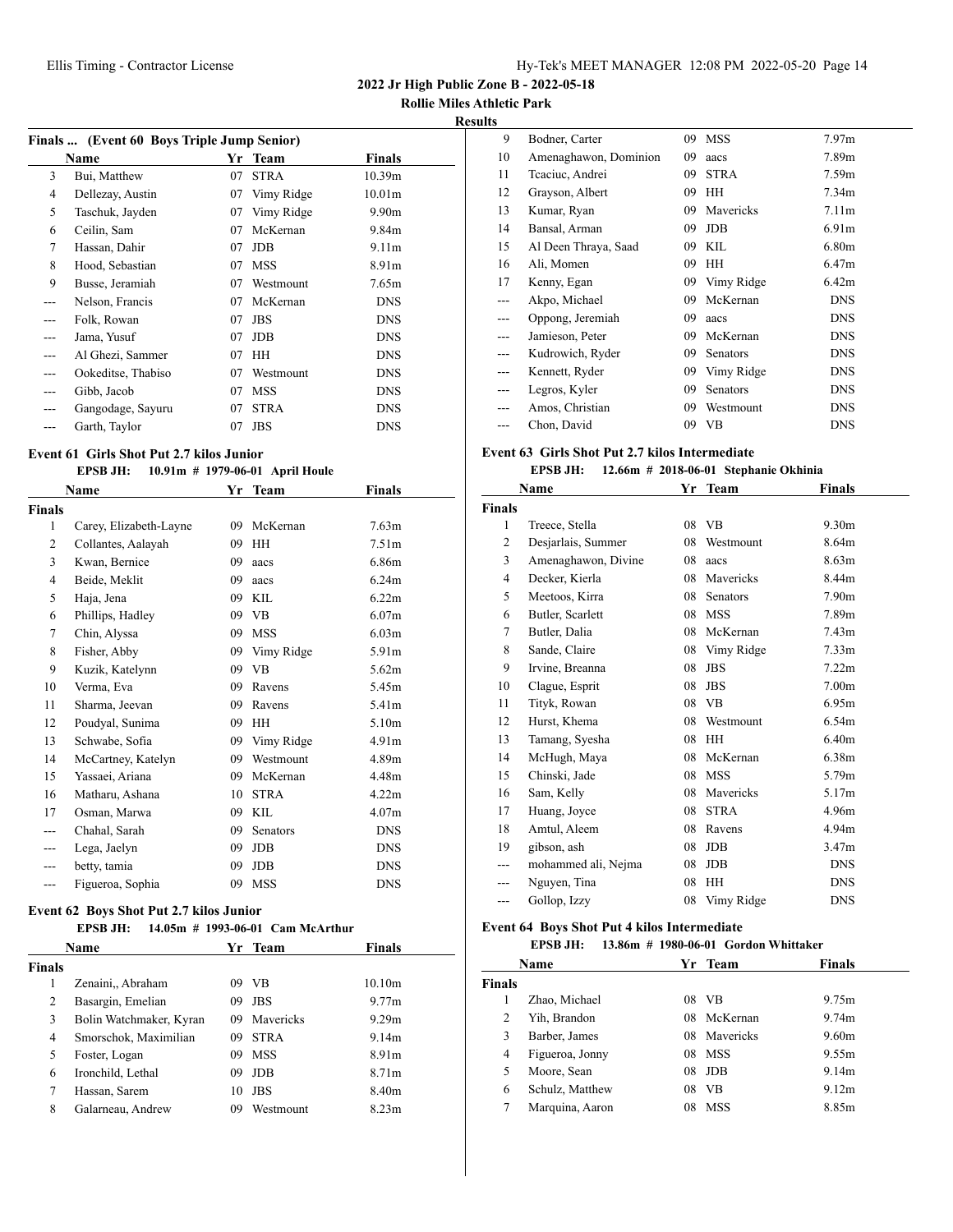## 2022 Jr High Public Zone B - 2022-05-18

**Rollie Miles Athletic Park**

**Results**

### Finals ... (Event 60 Boys Triple Jump Senior)

| | Name | Yr | Team | Finals |
|---|---|---|---|---|
| 3 | Bui, Matthew | 07 | STRA | 10.39m |
| 4 | Dellezay, Austin | 07 | Vimy Ridge | 10.01m |
| 5 | Taschuk, Jayden | 07 | Vimy Ridge | 9.90m |
| 6 | Ceilin, Sam | 07 | McKernan | 9.84m |
| 7 | Hassan, Dahir | 07 | JDB | 9.11m |
| 8 | Hood, Sebastian | 07 | MSS | 8.91m |
| 9 | Busse, Jeramiah | 07 | Westmount | 7.65m |
| --- | Nelson, Francis | 07 | McKernan | DNS |
| --- | Folk, Rowan | 07 | JBS | DNS |
| --- | Jama, Yusuf | 07 | JDB | DNS |
| --- | Al Ghezi, Sammer | 07 | HH | DNS |
| --- | Ookeditse, Thabiso | 07 | Westmount | DNS |
| --- | Gibb, Jacob | 07 | MSS | DNS |
| --- | Gangodage, Sayuru | 07 | STRA | DNS |
| --- | Garth, Taylor | 07 | JBS | DNS |

### Event 61 Girls Shot Put 2.7 kilos Junior

**EPSB JH: 10.91m # 1979-06-01 April Houle**

| | Name | Yr | Team | Finals |
|---|---|---|---|---|
| **Finals** | | | | |
| 1 | Carey, Elizabeth-Layne | 09 | McKernan | 7.63m |
| 2 | Collantes, Aalayah | 09 | HH | 7.51m |
| 3 | Kwan, Bernice | 09 | aacs | 6.86m |
| 4 | Beide, Meklit | 09 | aacs | 6.24m |
| 5 | Haja, Jena | 09 | KIL | 6.22m |
| 6 | Phillips, Hadley | 09 | VB | 6.07m |
| 7 | Chin, Alyssa | 09 | MSS | 6.03m |
| 8 | Fisher, Abby | 09 | Vimy Ridge | 5.91m |
| 9 | Kuzik, Katelynn | 09 | VB | 5.62m |
| 10 | Verma, Eva | 09 | Ravens | 5.45m |
| 11 | Sharma, Jeevan | 09 | Ravens | 5.41m |
| 12 | Poudyal, Sunima | 09 | HH | 5.10m |
| 13 | Schwabe, Sofia | 09 | Vimy Ridge | 4.91m |
| 14 | McCartney, Katelyn | 09 | Westmount | 4.89m |
| 15 | Yassaei, Ariana | 09 | McKernan | 4.48m |
| 16 | Matharu, Ashana | 10 | STRA | 4.22m |
| 17 | Osman, Marwa | 09 | KIL | 4.07m |
| --- | Chahal, Sarah | 09 | Senators | DNS |
| --- | Lega, Jaelyn | 09 | JDB | DNS |
| --- | betty, tamia | 09 | JDB | DNS |
| --- | Figueroa, Sophia | 09 | MSS | DNS |

### Event 62 Boys Shot Put 2.7 kilos Junior

**EPSB JH: 14.05m # 1993-06-01 Cam McArthur**

| | Name | Yr | Team | Finals |
|---|---|---|---|---|
| **Finals** | | | | |
| 1 | Zenaini,, Abraham | 09 | VB | 10.10m |
| 2 | Basargin, Emelian | 09 | JBS | 9.77m |
| 3 | Bolin Watchmaker, Kyran | 09 | Mavericks | 9.29m |
| 4 | Smorschok, Maximilian | 09 | STRA | 9.14m |
| 5 | Foster, Logan | 09 | MSS | 8.91m |
| 6 | Ironchild, Lethal | 09 | JDB | 8.71m |
| 7 | Hassan, Sarem | 10 | JBS | 8.40m |
| 8 | Galarneau, Andrew | 09 | Westmount | 8.23m |
| 9 | Bodner, Carter | 09 | MSS | 7.97m |
| 10 | Amenaghawon, Dominion | 09 | aacs | 7.89m |
| 11 | Tcaciuc, Andrei | 09 | STRA | 7.59m |
| 12 | Grayson, Albert | 09 | HH | 7.34m |
| 13 | Kumar, Ryan | 09 | Mavericks | 7.11m |
| 14 | Bansal, Arman | 09 | JDB | 6.91m |
| 15 | Al Deen Thraya, Saad | 09 | KIL | 6.80m |
| 16 | Ali, Momen | 09 | HH | 6.47m |
| 17 | Kenny, Egan | 09 | Vimy Ridge | 6.42m |
| --- | Akpo, Michael | 09 | McKernan | DNS |
| --- | Oppong, Jeremiah | 09 | aacs | DNS |
| --- | Jamieson, Peter | 09 | McKernan | DNS |
| --- | Kudrowich, Ryder | 09 | Senators | DNS |
| --- | Kennett, Ryder | 09 | Vimy Ridge | DNS |
| --- | Legros, Kyler | 09 | Senators | DNS |
| --- | Amos, Christian | 09 | Westmount | DNS |
| --- | Chon, David | 09 | VB | DNS |

### Event 63 Girls Shot Put 2.7 kilos Intermediate

**EPSB JH: 12.66m # 2018-06-01 Stephanie Okhinia**

| | Name | Yr | Team | Finals |
|---|---|---|---|---|
| **Finals** | | | | |
| 1 | Treece, Stella | 08 | VB | 9.30m |
| 2 | Desjarlais, Summer | 08 | Westmount | 8.64m |
| 3 | Amenaghawon, Divine | 08 | aacs | 8.63m |
| 4 | Decker, Kierla | 08 | Mavericks | 8.44m |
| 5 | Meetoos, Kirra | 08 | Senators | 7.90m |
| 6 | Butler, Scarlett | 08 | MSS | 7.89m |
| 7 | Butler, Dalia | 08 | McKernan | 7.43m |
| 8 | Sande, Claire | 08 | Vimy Ridge | 7.33m |
| 9 | Irvine, Breanna | 08 | JBS | 7.22m |
| 10 | Clague, Esprit | 08 | JBS | 7.00m |
| 11 | Tityk, Rowan | 08 | VB | 6.95m |
| 12 | Hurst, Khema | 08 | Westmount | 6.54m |
| 13 | Tamang, Syesha | 08 | HH | 6.40m |
| 14 | McHugh, Maya | 08 | McKernan | 6.38m |
| 15 | Chinski, Jade | 08 | MSS | 5.79m |
| 16 | Sam, Kelly | 08 | Mavericks | 5.17m |
| 17 | Huang, Joyce | 08 | STRA | 4.96m |
| 18 | Amtul, Aleem | 08 | Ravens | 4.94m |
| 19 | gibson, ash | 08 | JDB | 3.47m |
| --- | mohammed ali, Nejma | 08 | JDB | DNS |
| --- | Nguyen, Tina | 08 | HH | DNS |
| --- | Gollop, Izzy | 08 | Vimy Ridge | DNS |

### Event 64 Boys Shot Put 4 kilos Intermediate

**EPSB JH: 13.86m # 1980-06-01 Gordon Whittaker**

| | Name | Yr | Team | Finals |
|---|---|---|---|---|
| **Finals** | | | | |
| 1 | Zhao, Michael | 08 | VB | 9.75m |
| 2 | Yih, Brandon | 08 | McKernan | 9.74m |
| 3 | Barber, James | 08 | Mavericks | 9.60m |
| 4 | Figueroa, Jonny | 08 | MSS | 9.55m |
| 5 | Moore, Sean | 08 | JDB | 9.14m |
| 6 | Schulz, Matthew | 08 | VB | 9.12m |
| 7 | Marquina, Aaron | 08 | MSS | 8.85m |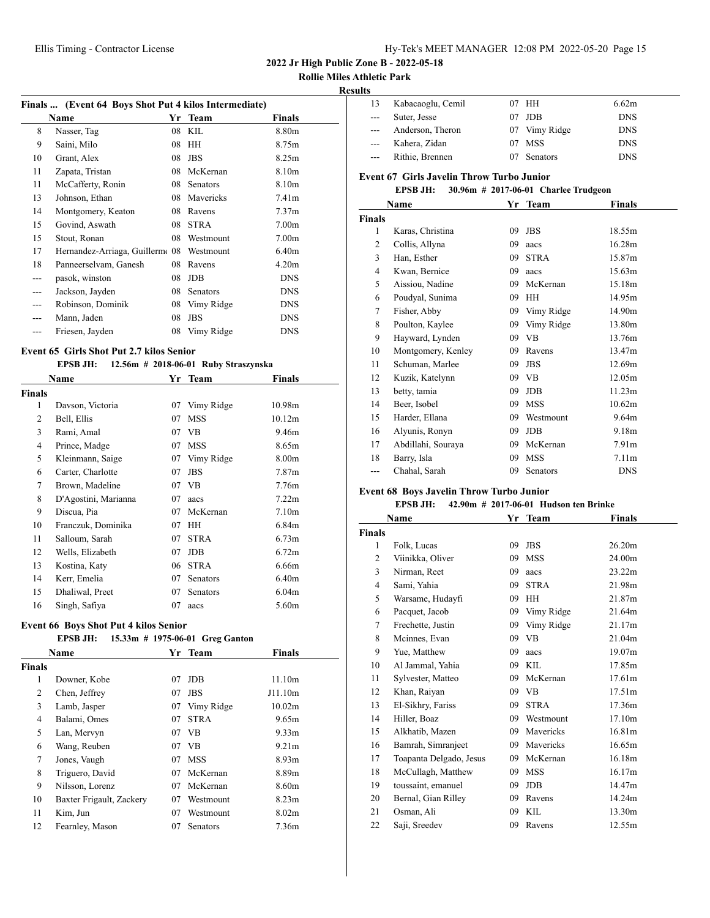## 2022 Jr High Public Zone B - 2022-05-18

**Rollie Miles Athletic Park**

**Results**

### Finals ... (Event 64 Boys Shot Put 4 kilos Intermediate)

| | Name | Yr | Team | Finals |
|---|---|---|---|---|
| 8 | Nasser, Tag | 08 | KIL | 8.80m |
| 9 | Saini, Milo | 08 | HH | 8.75m |
| 10 | Grant, Alex | 08 | JBS | 8.25m |
| 11 | Zapata, Tristan | 08 | McKernan | 8.10m |
| 11 | McCafferty, Ronin | 08 | Senators | 8.10m |
| 13 | Johnson, Ethan | 08 | Mavericks | 7.41m |
| 14 | Montgomery, Keaton | 08 | Ravens | 7.37m |
| 15 | Govind, Aswath | 08 | STRA | 7.00m |
| 15 | Stout, Ronan | 08 | Westmount | 7.00m |
| 17 | Hernandez-Arriaga, Guillerm | 08 | Westmount | 6.40m |
| 18 | Panneerselvam, Ganesh | 08 | Ravens | 4.20m |
| --- | pasok, winston | 08 | JDB | DNS |
| --- | Jackson, Jayden | 08 | Senators | DNS |
| --- | Robinson, Dominik | 08 | Vimy Ridge | DNS |
| --- | Mann, Jaden | 08 | JBS | DNS |
| --- | Friesen, Jayden | 08 | Vimy Ridge | DNS |

### Event 65 Girls Shot Put 2.7 kilos Senior

**EPSB JH: 12.56m # 2018-06-01 Ruby Straszynska**

| | Name | Yr | Team | Finals |
|---|---|---|---|---|
| **Finals** | | | | |
| 1 | Davson, Victoria | 07 | Vimy Ridge | 10.98m |
| 2 | Bell, Ellis | 07 | MSS | 10.12m |
| 3 | Rami, Amal | 07 | VB | 9.46m |
| 4 | Prince, Madge | 07 | MSS | 8.65m |
| 5 | Kleinmann, Saige | 07 | Vimy Ridge | 8.00m |
| 6 | Carter, Charlotte | 07 | JBS | 7.87m |
| 7 | Brown, Madeline | 07 | VB | 7.76m |
| 8 | D'Agostini, Marianna | 07 | aacs | 7.22m |
| 9 | Discua, Pia | 07 | McKernan | 7.10m |
| 10 | Franczuk, Dominika | 07 | HH | 6.84m |
| 11 | Salloum, Sarah | 07 | STRA | 6.73m |
| 12 | Wells, Elizabeth | 07 | JDB | 6.72m |
| 13 | Kostina, Katy | 06 | STRA | 6.66m |
| 14 | Kerr, Emelia | 07 | Senators | 6.40m |
| 15 | Dhaliwal, Preet | 07 | Senators | 6.04m |
| 16 | Singh, Safiya | 07 | aacs | 5.60m |

### Event 66 Boys Shot Put 4 kilos Senior

**EPSB JH: 15.33m # 1975-06-01 Greg Ganton**

| | Name | Yr | Team | Finals |
|---|---|---|---|---|
| **Finals** | | | | |
| 1 | Downer, Kobe | 07 | JDB | 11.10m |
| 2 | Chen, Jeffrey | 07 | JBS | J11.10m |
| 3 | Lamb, Jasper | 07 | Vimy Ridge | 10.02m |
| 4 | Balami, Omes | 07 | STRA | 9.65m |
| 5 | Lan, Mervyn | 07 | VB | 9.33m |
| 6 | Wang, Reuben | 07 | VB | 9.21m |
| 7 | Jones, Vaugh | 07 | MSS | 8.93m |
| 8 | Triguero, David | 07 | McKernan | 8.89m |
| 9 | Nilsson, Lorenz | 07 | McKernan | 8.60m |
| 10 | Baxter Frigault, Zackery | 07 | Westmount | 8.23m |
| 11 | Kim, Jun | 07 | Westmount | 8.02m |
| 12 | Fearnley, Mason | 07 | Senators | 7.36m |
| 13 | Kabacaoglu, Cemil | 07 | HH | 6.62m |
| --- | Suter, Jesse | 07 | JDB | DNS |
| --- | Anderson, Theron | 07 | Vimy Ridge | DNS |
| --- | Kahera, Zidan | 07 | MSS | DNS |
| --- | Rithie, Brennen | 07 | Senators | DNS |

### Event 67 Girls Javelin Throw Turbo Junior

**EPSB JH: 30.96m # 2017-06-01 Charlee Trudgeon**

| | Name | Yr | Team | Finals |
|---|---|---|---|---|
| **Finals** | | | | |
| 1 | Karas, Christina | 09 | JBS | 18.55m |
| 2 | Collis, Allyna | 09 | aacs | 16.28m |
| 3 | Han, Esther | 09 | STRA | 15.87m |
| 4 | Kwan, Bernice | 09 | aacs | 15.63m |
| 5 | Aissiou, Nadine | 09 | McKernan | 15.18m |
| 6 | Poudyal, Sunima | 09 | HH | 14.95m |
| 7 | Fisher, Abby | 09 | Vimy Ridge | 14.90m |
| 8 | Poulton, Kaylee | 09 | Vimy Ridge | 13.80m |
| 9 | Hayward, Lynden | 09 | VB | 13.76m |
| 10 | Montgomery, Kenley | 09 | Ravens | 13.47m |
| 11 | Schuman, Marlee | 09 | JBS | 12.69m |
| 12 | Kuzik, Katelynn | 09 | VB | 12.05m |
| 13 | betty, tamia | 09 | JDB | 11.23m |
| 14 | Beer, Isobel | 09 | MSS | 10.62m |
| 15 | Harder, Ellana | 09 | Westmount | 9.64m |
| 16 | Alyunis, Ronyn | 09 | JDB | 9.18m |
| 17 | Abdillahi, Souraya | 09 | McKernan | 7.91m |
| 18 | Barry, Isla | 09 | MSS | 7.11m |
| --- | Chahal, Sarah | 09 | Senators | DNS |

### Event 68 Boys Javelin Throw Turbo Junior

**EPSB JH: 42.90m # 2017-06-01 Hudson ten Brinke**

| | Name | Yr | Team | Finals |
|---|---|---|---|---|
| **Finals** | | | | |
| 1 | Folk, Lucas | 09 | JBS | 26.20m |
| 2 | Viinikka, Oliver | 09 | MSS | 24.00m |
| 3 | Nirman, Reet | 09 | aacs | 23.22m |
| 4 | Sami, Yahia | 09 | STRA | 21.98m |
| 5 | Warsame, Hudayfi | 09 | HH | 21.87m |
| 6 | Pacquet, Jacob | 09 | Vimy Ridge | 21.64m |
| 7 | Frechette, Justin | 09 | Vimy Ridge | 21.17m |
| 8 | Mcinnes, Evan | 09 | VB | 21.04m |
| 9 | Yue, Matthew | 09 | aacs | 19.07m |
| 10 | Al Jammal, Yahia | 09 | KIL | 17.85m |
| 11 | Sylvester, Matteo | 09 | McKernan | 17.61m |
| 12 | Khan, Raiyan | 09 | VB | 17.51m |
| 13 | El-Sikhry, Fariss | 09 | STRA | 17.36m |
| 14 | Hiller, Boaz | 09 | Westmount | 17.10m |
| 15 | Alkhatib, Mazen | 09 | Mavericks | 16.81m |
| 16 | Bamrah, Simranjeet | 09 | Mavericks | 16.65m |
| 17 | Toapanta Delgado, Jesus | 09 | McKernan | 16.18m |
| 18 | McCullagh, Matthew | 09 | MSS | 16.17m |
| 19 | toussaint, emanuel | 09 | JDB | 14.47m |
| 20 | Bernal, Gian Rilley | 09 | Ravens | 14.24m |
| 21 | Osman, Ali | 09 | KIL | 13.30m |
| 22 | Saji, Sreedev | 09 | Ravens | 12.55m |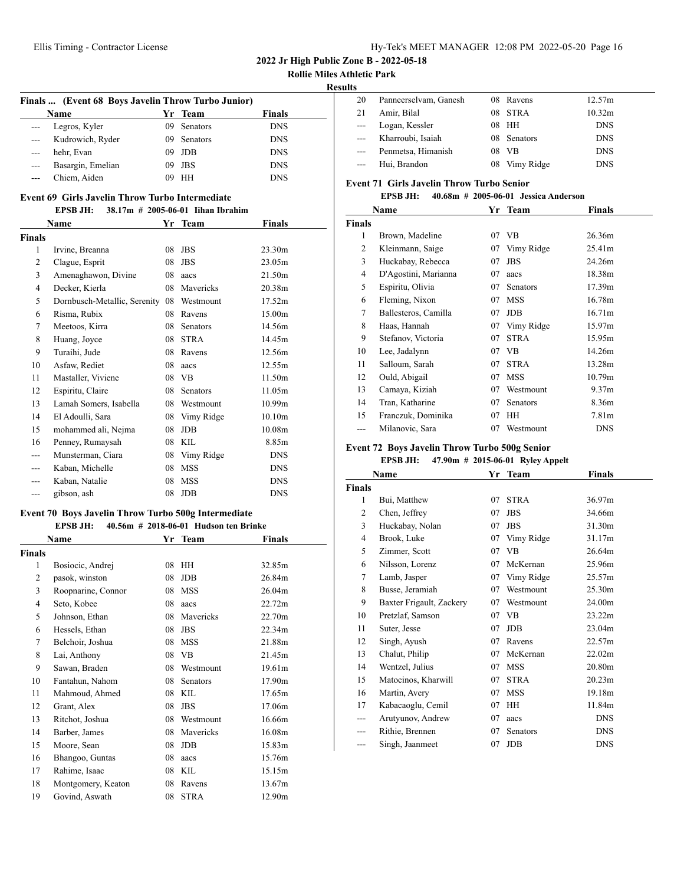## 2022 Jr High Public Zone B - 2022-05-18

### Rollie Miles Athletic Park

### Results

#### Finals ... (Event 68 Boys Javelin Throw Turbo Junior)

| | Name | Yr | Team | Finals |
|---|---|---|---|---|
| --- | Legros, Kyler | 09 | Senators | DNS |
| --- | Kudrowich, Ryder | 09 | Senators | DNS |
| --- | hehr, Evan | 09 | JDB | DNS |
| --- | Basargin, Emelian | 09 | JBS | DNS |
| --- | Chiem, Aiden | 09 | HH | DNS |

#### Event 69 Girls Javelin Throw Turbo Intermediate

**EPSB JH: 38.17m # 2005-06-01 Iihan Ibrahim**

| | Name | Yr | Team | Finals |
|---|---|---|---|---|
| **Finals** | | | | |
| 1 | Irvine, Breanna | 08 | JBS | 23.30m |
| 2 | Clague, Esprit | 08 | JBS | 23.05m |
| 3 | Amenaghawon, Divine | 08 | aacs | 21.50m |
| 4 | Decker, Kierla | 08 | Mavericks | 20.38m |
| 5 | Dornbusch-Metallic, Serenity | 08 | Westmount | 17.52m |
| 6 | Risma, Rubix | 08 | Ravens | 15.00m |
| 7 | Meetoos, Kirra | 08 | Senators | 14.56m |
| 8 | Huang, Joyce | 08 | STRA | 14.45m |
| 9 | Turaihi, Jude | 08 | Ravens | 12.56m |
| 10 | Asfaw, Rediet | 08 | aacs | 12.55m |
| 11 | Mastaller, Viviene | 08 | VB | 11.50m |
| 12 | Espiritu, Claire | 08 | Senators | 11.05m |
| 13 | Lamah Somers, Isabella | 08 | Westmount | 10.99m |
| 14 | El Adoulli, Sara | 08 | Vimy Ridge | 10.10m |
| 15 | mohammed ali, Nejma | 08 | JDB | 10.08m |
| 16 | Penney, Rumaysah | 08 | KIL | 8.85m |
| --- | Munsterman, Ciara | 08 | Vimy Ridge | DNS |
| --- | Kaban, Michelle | 08 | MSS | DNS |
| --- | Kaban, Natalie | 08 | MSS | DNS |
| --- | gibson, ash | 08 | JDB | DNS |

#### Event 70 Boys Javelin Throw Turbo 500g Intermediate

**EPSB JH: 40.56m # 2018-06-01 Hudson ten Brinke**

| | Name | Yr | Team | Finals |
|---|---|---|---|---|
| **Finals** | | | | |
| 1 | Bosiocic, Andrej | 08 | HH | 32.85m |
| 2 | pasok, winston | 08 | JDB | 26.84m |
| 3 | Roopnarine, Connor | 08 | MSS | 26.04m |
| 4 | Seto, Kobee | 08 | aacs | 22.72m |
| 5 | Johnson, Ethan | 08 | Mavericks | 22.70m |
| 6 | Hessels, Ethan | 08 | JBS | 22.34m |
| 7 | Belchoir, Joshua | 08 | MSS | 21.88m |
| 8 | Lai, Anthony | 08 | VB | 21.45m |
| 9 | Sawan, Braden | 08 | Westmount | 19.61m |
| 10 | Fantahun, Nahom | 08 | Senators | 17.90m |
| 11 | Mahmoud, Ahmed | 08 | KIL | 17.65m |
| 12 | Grant, Alex | 08 | JBS | 17.06m |
| 13 | Ritchot, Joshua | 08 | Westmount | 16.66m |
| 14 | Barber, James | 08 | Mavericks | 16.08m |
| 15 | Moore, Sean | 08 | JDB | 15.83m |
| 16 | Bhangoo, Guntas | 08 | aacs | 15.76m |
| 17 | Rahime, Isaac | 08 | KIL | 15.15m |
| 18 | Montgomery, Keaton | 08 | Ravens | 13.67m |
| 19 | Govind, Aswath | 08 | STRA | 12.90m |
| 20 | Panneerselvam, Ganesh | 08 | Ravens | 12.57m |
| 21 | Amir, Bilal | 08 | STRA | 10.32m |
| --- | Logan, Kessler | 08 | HH | DNS |
| --- | Kharroubi, Isaiah | 08 | Senators | DNS |
| --- | Penmetsa, Himanish | 08 | VB | DNS |
| --- | Hui, Brandon | 08 | Vimy Ridge | DNS |

#### Event 71 Girls Javelin Throw Turbo Senior

**EPSB JH: 40.68m # 2005-06-01 Jessica Anderson**

| | Name | Yr | Team | Finals |
|---|---|---|---|---|
| **Finals** | | | | |
| 1 | Brown, Madeline | 07 | VB | 26.36m |
| 2 | Kleinmann, Saige | 07 | Vimy Ridge | 25.41m |
| 3 | Huckabay, Rebecca | 07 | JBS | 24.26m |
| 4 | D'Agostini, Marianna | 07 | aacs | 18.38m |
| 5 | Espiritu, Olivia | 07 | Senators | 17.39m |
| 6 | Fleming, Nixon | 07 | MSS | 16.78m |
| 7 | Ballesteros, Camilla | 07 | JDB | 16.71m |
| 8 | Haas, Hannah | 07 | Vimy Ridge | 15.97m |
| 9 | Stefanov, Victoria | 07 | STRA | 15.95m |
| 10 | Lee, Jadalynn | 07 | VB | 14.26m |
| 11 | Salloum, Sarah | 07 | STRA | 13.28m |
| 12 | Ould, Abigail | 07 | MSS | 10.79m |
| 13 | Camaya, Kiziah | 07 | Westmount | 9.37m |
| 14 | Tran, Katharine | 07 | Senators | 8.36m |
| 15 | Franczuk, Dominika | 07 | HH | 7.81m |
| --- | Milanovic, Sara | 07 | Westmount | DNS |

#### Event 72 Boys Javelin Throw Turbo 500g Senior

**EPSB JH: 47.90m # 2015-06-01 Ryley Appelt**

| | Name | Yr | Team | Finals |
|---|---|---|---|---|
| **Finals** | | | | |
| 1 | Bui, Matthew | 07 | STRA | 36.97m |
| 2 | Chen, Jeffrey | 07 | JBS | 34.66m |
| 3 | Huckabay, Nolan | 07 | JBS | 31.30m |
| 4 | Brook, Luke | 07 | Vimy Ridge | 31.17m |
| 5 | Zimmer, Scott | 07 | VB | 26.64m |
| 6 | Nilsson, Lorenz | 07 | McKernan | 25.96m |
| 7 | Lamb, Jasper | 07 | Vimy Ridge | 25.57m |
| 8 | Busse, Jeramiah | 07 | Westmount | 25.30m |
| 9 | Baxter Frigault, Zackery | 07 | Westmount | 24.00m |
| 10 | Pretzlaf, Samson | 07 | VB | 23.22m |
| 11 | Suter, Jesse | 07 | JDB | 23.04m |
| 12 | Singh, Ayush | 07 | Ravens | 22.57m |
| 13 | Chalut, Philip | 07 | McKernan | 22.02m |
| 14 | Wentzel, Julius | 07 | MSS | 20.80m |
| 15 | Matocinos, Kharwill | 07 | STRA | 20.23m |
| 16 | Martin, Avery | 07 | MSS | 19.18m |
| 17 | Kabacaoglu, Cemil | 07 | HH | 11.84m |
| --- | Arutyunov, Andrew | 07 | aacs | DNS |
| --- | Rithie, Brennen | 07 | Senators | DNS |
| --- | Singh, Jaanmeet | 07 | JDB | DNS |